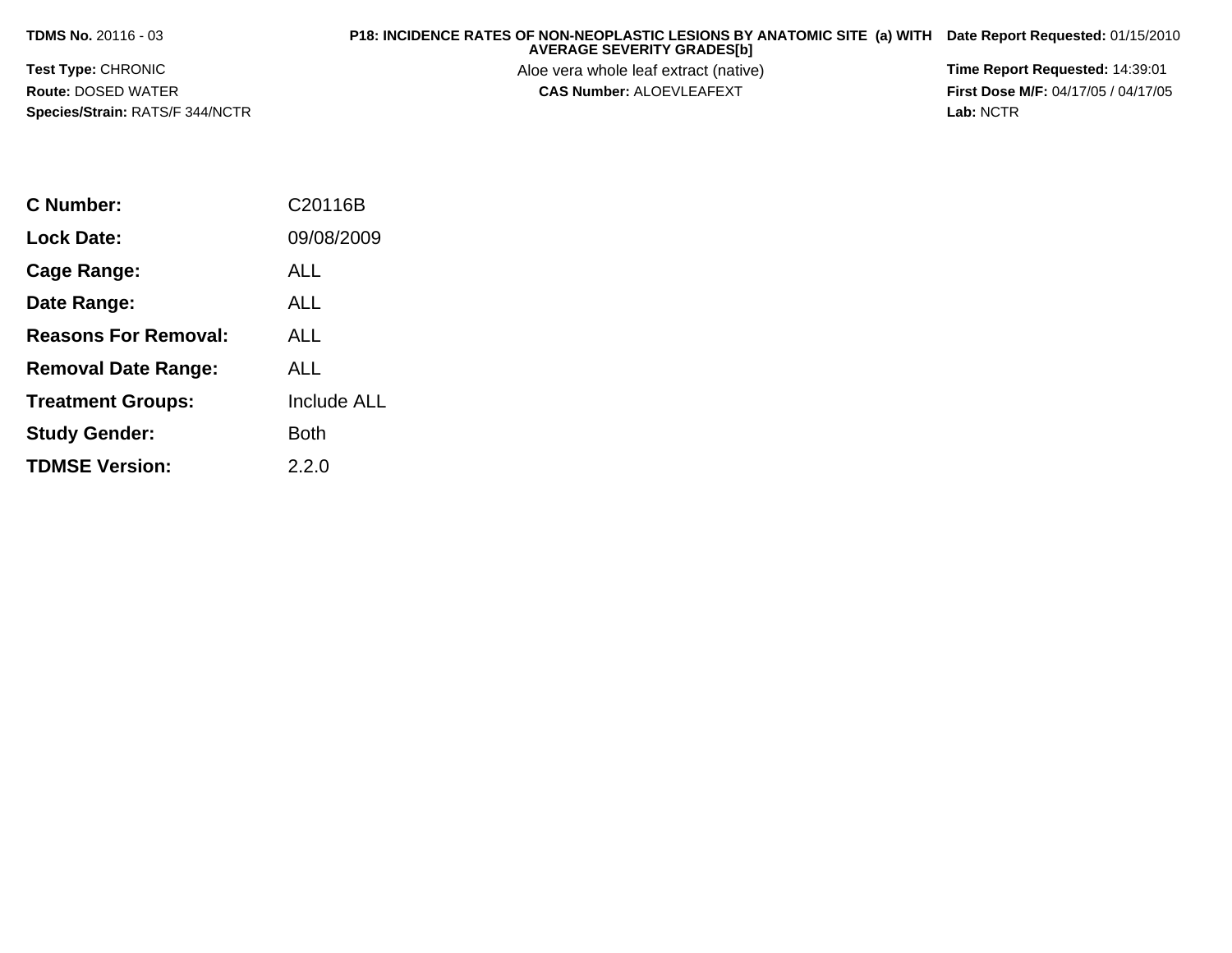**TDMS No.** 20116 - 03

**P18: INCIDENCE RATES OF NON-NEOPLASTIC LESIONS BY ANATOMIC SITE (a) WITH AVERAGE SEVERITY GRADES[b]**

**Date Report Requested:** 01/15/2010

**Test Type:** CHRONIC

Aloe vera whole leaf extract (native)

**Time Report Requested:** 14:39:01

**Route:** DOSED WATER

**CAS Number:** ALOEVLEAFEXT

**First Dose M/F:** 04/17/05 / 04/17/05

**Species/Strain:** RATS/F 344/NCTR

**Lab:** NCTR

| | |
|---|---|
| **C Number:** | C20116B |
| **Lock Date:** | 09/08/2009 |
| **Cage Range:** | ALL |
| **Date Range:** | ALL |
| **Reasons For Removal:** | ALL |
| **Removal Date Range:** | ALL |
| **Treatment Groups:** | Include ALL |
| **Study Gender:** | Both |
| **TDMSE Version:** | 2.2.0 |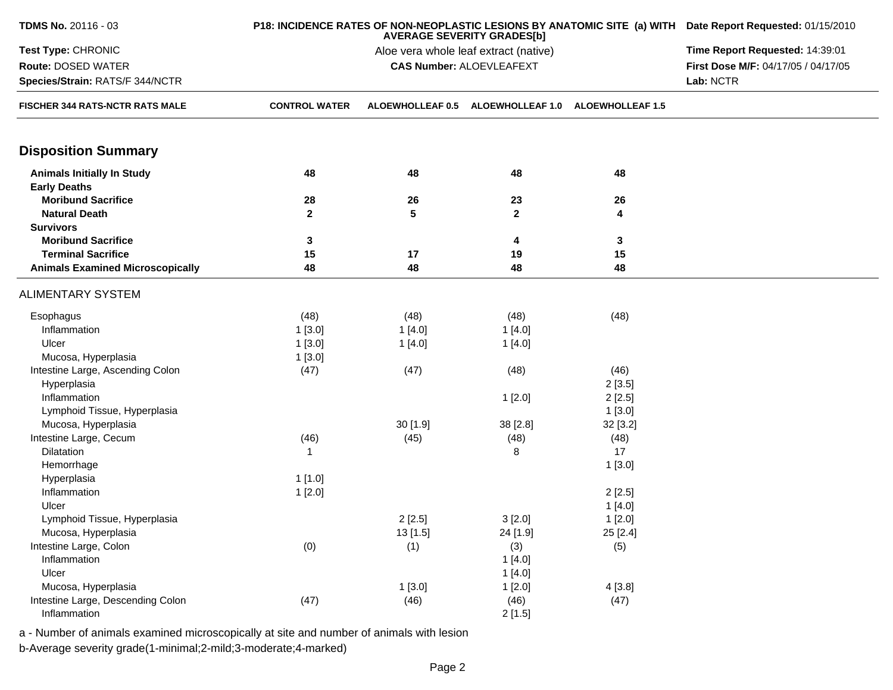**TDMS No.** 20116 - 03

**Test Type:** CHRONIC

**Route:** DOSED WATER

**Species/Strain:** RATS/F 344/NCTR

**P18: INCIDENCE RATES OF NON-NEOPLASTIC LESIONS BY ANATOMIC SITE (a) WITH AVERAGE SEVERITY GRADES[b]**

Aloe vera whole leaf extract (native)

**CAS Number:** ALOEVLEAFEXT

**Date Report Requested:** 01/15/2010

**Time Report Requested:** 14:39:01

**First Dose M/F:** 04/17/05 / 04/17/05

**Lab:** NCTR

| FISCHER 344 RATS-NCTR RATS MALE | CONTROL WATER | ALOEWHOLLEAF 0.5 | ALOEWHOLLEAF 1.0 | ALOEWHOLLEAF 1.5 |
|---|---|---|---|---|
| **Disposition Summary** | | | | |
| **Animals Initially In Study** | **48** | **48** | **48** | **48** |
| **Early Deaths** | | | | |
| **Moribund Sacrifice** | **28** | **26** | **23** | **26** |
| **Natural Death** | **2** | **5** | **2** | **4** |
| **Survivors** | | | | |
| **Moribund Sacrifice** | **3** | | **4** | **3** |
| **Terminal Sacrifice** | **15** | **17** | **19** | **15** |
| **Animals Examined Microscopically** | **48** | **48** | **48** | **48** |
| ALIMENTARY SYSTEM | | | | |
| Esophagus | (48) | (48) | (48) | (48) |
| Inflammation | 1 [3.0] | 1 [4.0] | 1 [4.0] | |
| Ulcer | 1 [3.0] | 1 [4.0] | 1 [4.0] | |
| Mucosa, Hyperplasia | 1 [3.0] | | | |
| Intestine Large, Ascending Colon | (47) | (47) | (48) | (46) |
| Hyperplasia | | | | 2 [3.5] |
| Inflammation | | | 1 [2.0] | 2 [2.5] |
| Lymphoid Tissue, Hyperplasia | | | | 1 [3.0] |
| Mucosa, Hyperplasia | | 30 [1.9] | 38 [2.8] | 32 [3.2] |
| Intestine Large, Cecum | (46) | (45) | (48) | (48) |
| Dilatation | 1 | | 8 | 17 |
| Hemorrhage | | | | 1 [3.0] |
| Hyperplasia | 1 [1.0] | | | |
| Inflammation | 1 [2.0] | | | 2 [2.5] |
| Ulcer | | | | 1 [4.0] |
| Lymphoid Tissue, Hyperplasia | | 2 [2.5] | 3 [2.0] | 1 [2.0] |
| Mucosa, Hyperplasia | | 13 [1.5] | 24 [1.9] | 25 [2.4] |
| Intestine Large, Colon | (0) | (1) | (3) | (5) |
| Inflammation | | | 1 [4.0] | |
| Ulcer | | | 1 [4.0] | |
| Mucosa, Hyperplasia | | 1 [3.0] | 1 [2.0] | 4 [3.8] |
| Intestine Large, Descending Colon | (47) | (46) | (46) | (47) |
| Inflammation | | | 2 [1.5] | |

a - Number of animals examined microscopically at site and number of animals with lesion

b-Average severity grade(1-minimal;2-mild;3-moderate;4-marked)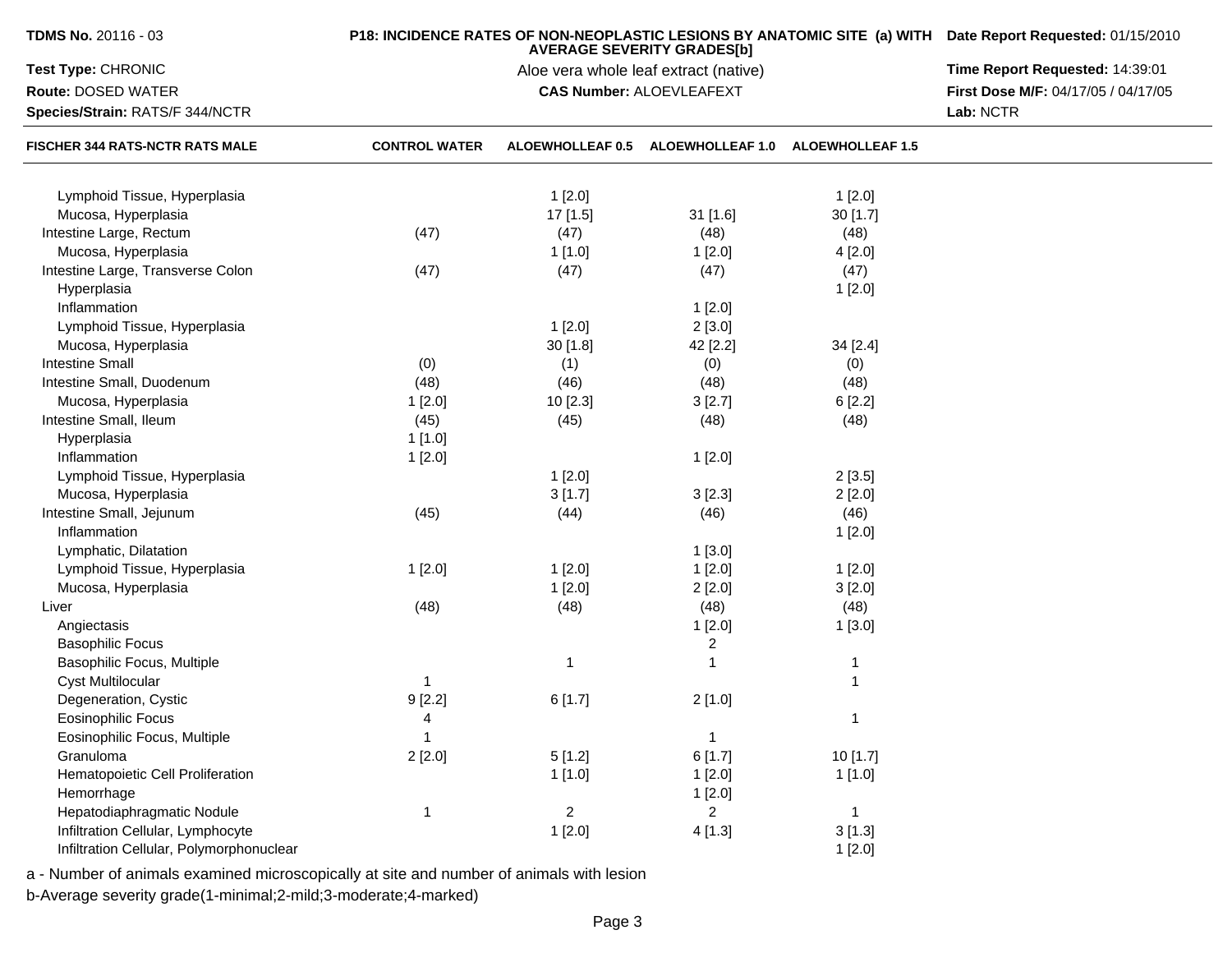| FISCHER 344 RATS-NCTR RATS MALE | CONTROL WATER | ALOEWHOLLEAF 0.5 | ALOEWHOLLEAF 1.0 | ALOEWHOLLEAF 1.5 |
|---|---|---|---|---|
| Lymphoid Tissue, Hyperplasia | | 1 [2.0] | | 1 [2.0] |
| Mucosa, Hyperplasia | | 17 [1.5] | 31 [1.6] | 30 [1.7] |
| Intestine Large, Rectum | (47) | (47) | (48) | (48) |
| Mucosa, Hyperplasia | | 1 [1.0] | 1 [2.0] | 4 [2.0] |
| Intestine Large, Transverse Colon | (47) | (47) | (47) | (47) |
| Hyperplasia | | | | 1 [2.0] |
| Inflammation | | | 1 [2.0] | |
| Lymphoid Tissue, Hyperplasia | | 1 [2.0] | 2 [3.0] | |
| Mucosa, Hyperplasia | | 30 [1.8] | 42 [2.2] | 34 [2.4] |
| Intestine Small | (0) | (1) | (0) | (0) |
| Intestine Small, Duodenum | (48) | (46) | (48) | (48) |
| Mucosa, Hyperplasia | 1 [2.0] | 10 [2.3] | 3 [2.7] | 6 [2.2] |
| Intestine Small, Ileum | (45) | (45) | (48) | (48) |
| Hyperplasia | 1 [1.0] | | | |
| Inflammation | 1 [2.0] | | 1 [2.0] | |
| Lymphoid Tissue, Hyperplasia | | 1 [2.0] | | 2 [3.5] |
| Mucosa, Hyperplasia | | 3 [1.7] | 3 [2.3] | 2 [2.0] |
| Intestine Small, Jejunum | (45) | (44) | (46) | (46) |
| Inflammation | | | | 1 [2.0] |
| Lymphatic, Dilatation | | | 1 [3.0] | |
| Lymphoid Tissue, Hyperplasia | 1 [2.0] | 1 [2.0] | 1 [2.0] | 1 [2.0] |
| Mucosa, Hyperplasia | | 1 [2.0] | 2 [2.0] | 3 [2.0] |
| Liver | (48) | (48) | (48) | (48) |
| Angiectasis | | | 1 [2.0] | 1 [3.0] |
| Basophilic Focus | | | 2 | |
| Basophilic Focus, Multiple | | 1 | 1 | 1 |
| Cyst Multilocular | 1 | | | 1 |
| Degeneration, Cystic | 9 [2.2] | 6 [1.7] | 2 [1.0] | |
| Eosinophilic Focus | 4 | | | 1 |
| Eosinophilic Focus, Multiple | 1 | | 1 | |
| Granuloma | 2 [2.0] | 5 [1.2] | 6 [1.7] | 10 [1.7] |
| Hematopoietic Cell Proliferation | | 1 [1.0] | 1 [2.0] | 1 [1.0] |
| Hemorrhage | | | 1 [2.0] | |
| Hepatodiaphragmatic Nodule | 1 | 2 | 2 | 1 |
| Infiltration Cellular, Lymphocyte | | 1 [2.0] | 4 [1.3] | 3 [1.3] |
| Infiltration Cellular, Polymorphonuclear | | | | 1 [2.0] |

a - Number of animals examined microscopically at site and number of animals with lesion

b-Average severity grade(1-minimal;2-mild;3-moderate;4-marked)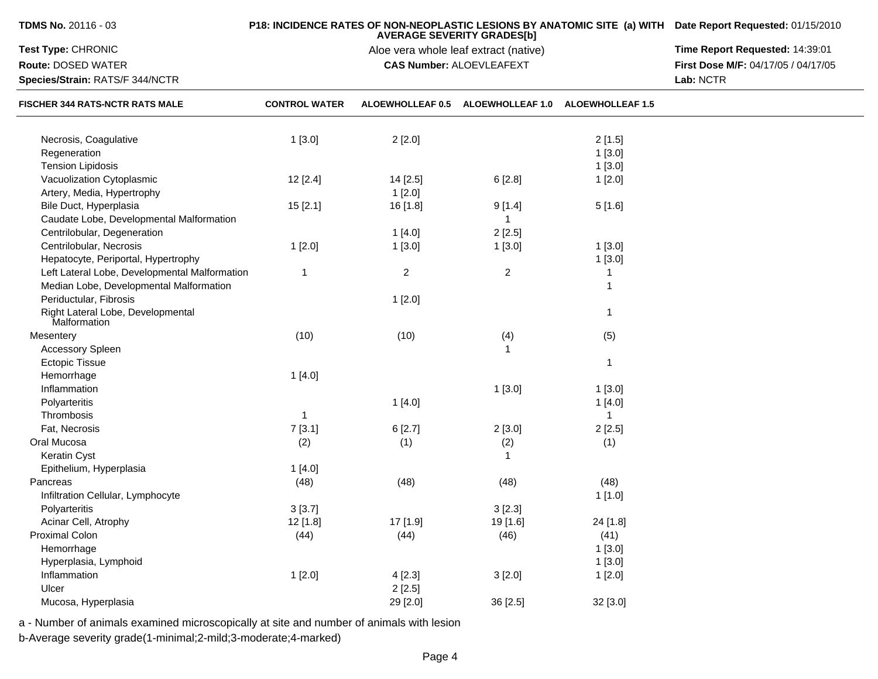**TDMS No.** 20116 - 03

**P18: INCIDENCE RATES OF NON-NEOPLASTIC LESIONS BY ANATOMIC SITE (a) WITH AVERAGE SEVERITY GRADES[b]**

**Date Report Requested:** 01/15/2010

**Test Type:** CHRONIC

Aloe vera whole leaf extract (native)

**Time Report Requested:** 14:39:01

**Route:** DOSED WATER

**CAS Number:** ALOEVLEAFEXT

**First Dose M/F:** 04/17/05 / 04/17/05

**Species/Strain:** RATS/F 344/NCTR

**Lab:** NCTR

| FISCHER 344 RATS-NCTR RATS MALE | CONTROL WATER | ALOEWHOLLEAF 0.5 | ALOEWHOLLEAF 1.0 | ALOEWHOLLEAF 1.5 |
|---|---|---|---|---|
| Necrosis, Coagulative | 1 [3.0] | 2 [2.0] | | 2 [1.5] |
| Regeneration | | | | 1 [3.0] |
| Tension Lipidosis | | | | 1 [3.0] |
| Vacuolization Cytoplasmic | 12 [2.4] | 14 [2.5] | 6 [2.8] | 1 [2.0] |
| Artery, Media, Hypertrophy | | 1 [2.0] | | |
| Bile Duct, Hyperplasia | 15 [2.1] | 16 [1.8] | 9 [1.4] | 5 [1.6] |
| Caudate Lobe, Developmental Malformation | | | 1 | |
| Centrilobular, Degeneration | | 1 [4.0] | 2 [2.5] | |
| Centrilobular, Necrosis | 1 [2.0] | 1 [3.0] | 1 [3.0] | 1 [3.0] |
| Hepatocyte, Periportal, Hypertrophy | | | | 1 [3.0] |
| Left Lateral Lobe, Developmental Malformation | 1 | 2 | 2 | 1 |
| Median Lobe, Developmental Malformation | | | | 1 |
| Periductular, Fibrosis | | 1 [2.0] | | |
| Right Lateral Lobe, Developmental Malformation | | | | 1 |
| Mesentery | (10) | (10) | (4) | (5) |
| Accessory Spleen | | | 1 | |
| Ectopic Tissue | | | | 1 |
| Hemorrhage | 1 [4.0] | | | |
| Inflammation | | | 1 [3.0] | 1 [3.0] |
| Polyarteritis | | 1 [4.0] | | 1 [4.0] |
| Thrombosis | 1 | | | 1 |
| Fat, Necrosis | 7 [3.1] | 6 [2.7] | 2 [3.0] | 2 [2.5] |
| Oral Mucosa | (2) | (1) | (2) | (1) |
| Keratin Cyst | | | 1 | |
| Epithelium, Hyperplasia | 1 [4.0] | | | |
| Pancreas | (48) | (48) | (48) | (48) |
| Infiltration Cellular, Lymphocyte | | | | 1 [1.0] |
| Polyarteritis | 3 [3.7] | | 3 [2.3] | |
| Acinar Cell, Atrophy | 12 [1.8] | 17 [1.9] | 19 [1.6] | 24 [1.8] |
| Proximal Colon | (44) | (44) | (46) | (41) |
| Hemorrhage | | | | 1 [3.0] |
| Hyperplasia, Lymphoid | | | | 1 [3.0] |
| Inflammation | 1 [2.0] | 4 [2.3] | 3 [2.0] | 1 [2.0] |
| Ulcer | | 2 [2.5] | | |
| Mucosa, Hyperplasia | | 29 [2.0] | 36 [2.5] | 32 [3.0] |

a - Number of animals examined microscopically at site and number of animals with lesion

b-Average severity grade(1-minimal;2-mild;3-moderate;4-marked)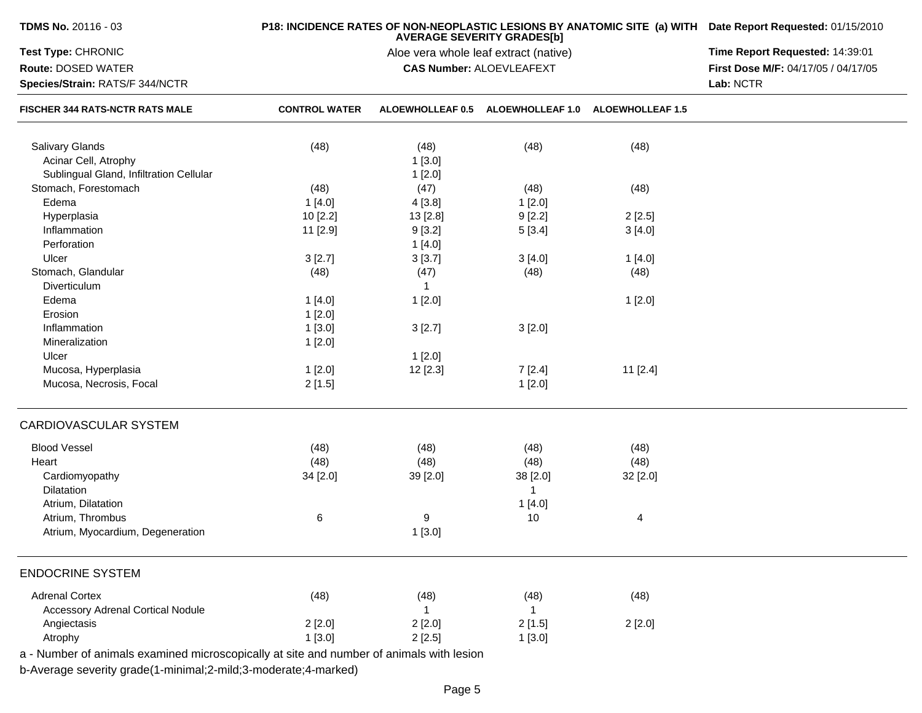**TDMS No.** 20116 - 03

**Test Type:** CHRONIC

**Route:** DOSED WATER

**Species/Strain:** RATS/F 344/NCTR

**P18: INCIDENCE RATES OF NON-NEOPLASTIC LESIONS BY ANATOMIC SITE (a) WITH AVERAGE SEVERITY GRADES[b]**

Aloe vera whole leaf extract (native)

**CAS Number:** ALOEVLEAFEXT

**Date Report Requested:** 01/15/2010

**Time Report Requested:** 14:39:01

**First Dose M/F:** 04/17/05 / 04/17/05

**Lab:** NCTR

| FISCHER 344 RATS-NCTR RATS MALE | CONTROL WATER | ALOEWHOLLEAF 0.5 | ALOEWHOLLEAF 1.0 | ALOEWHOLLEAF 1.5 |
|---|---|---|---|---|
| Salivary Glands | (48) | (48) | (48) | (48) |
| Acinar Cell, Atrophy | | 1 [3.0] | | |
| Sublingual Gland, Infiltration Cellular | | 1 [2.0] | | |
| Stomach, Forestomach | (48) | (47) | (48) | (48) |
| Edema | 1 [4.0] | 4 [3.8] | 1 [2.0] | |
| Hyperplasia | 10 [2.2] | 13 [2.8] | 9 [2.2] | 2 [2.5] |
| Inflammation | 11 [2.9] | 9 [3.2] | 5 [3.4] | 3 [4.0] |
| Perforation | | 1 [4.0] | | |
| Ulcer | 3 [2.7] | 3 [3.7] | 3 [4.0] | 1 [4.0] |
| Stomach, Glandular | (48) | (47) | (48) | (48) |
| Diverticulum | | 1 | | |
| Edema | 1 [4.0] | 1 [2.0] | | 1 [2.0] |
| Erosion | 1 [2.0] | | | |
| Inflammation | 1 [3.0] | 3 [2.7] | 3 [2.0] | |
| Mineralization | 1 [2.0] | | | |
| Ulcer | | 1 [2.0] | | |
| Mucosa, Hyperplasia | 1 [2.0] | 12 [2.3] | 7 [2.4] | 11 [2.4] |
| Mucosa, Necrosis, Focal | 2 [1.5] | | 1 [2.0] | |
| **CARDIOVASCULAR SYSTEM** | | | | |
| Blood Vessel | (48) | (48) | (48) | (48) |
| Heart | (48) | (48) | (48) | (48) |
| Cardiomyopathy | 34 [2.0] | 39 [2.0] | 38 [2.0] | 32 [2.0] |
| Dilatation | | | 1 | |
| Atrium, Dilatation | | | 1 [4.0] | |
| Atrium, Thrombus | 6 | 9 | 10 | 4 |
| Atrium, Myocardium, Degeneration | | 1 [3.0] | | |
| **ENDOCRINE SYSTEM** | | | | |
| Adrenal Cortex | (48) | (48) | (48) | (48) |
| Accessory Adrenal Cortical Nodule | | 1 | 1 | |
| Angiectasis | 2 [2.0] | 2 [2.0] | 2 [1.5] | 2 [2.0] |
| Atrophy | 1 [3.0] | 2 [2.5] | 1 [3.0] | |

a - Number of animals examined microscopically at site and number of animals with lesion

b-Average severity grade(1-minimal;2-mild;3-moderate;4-marked)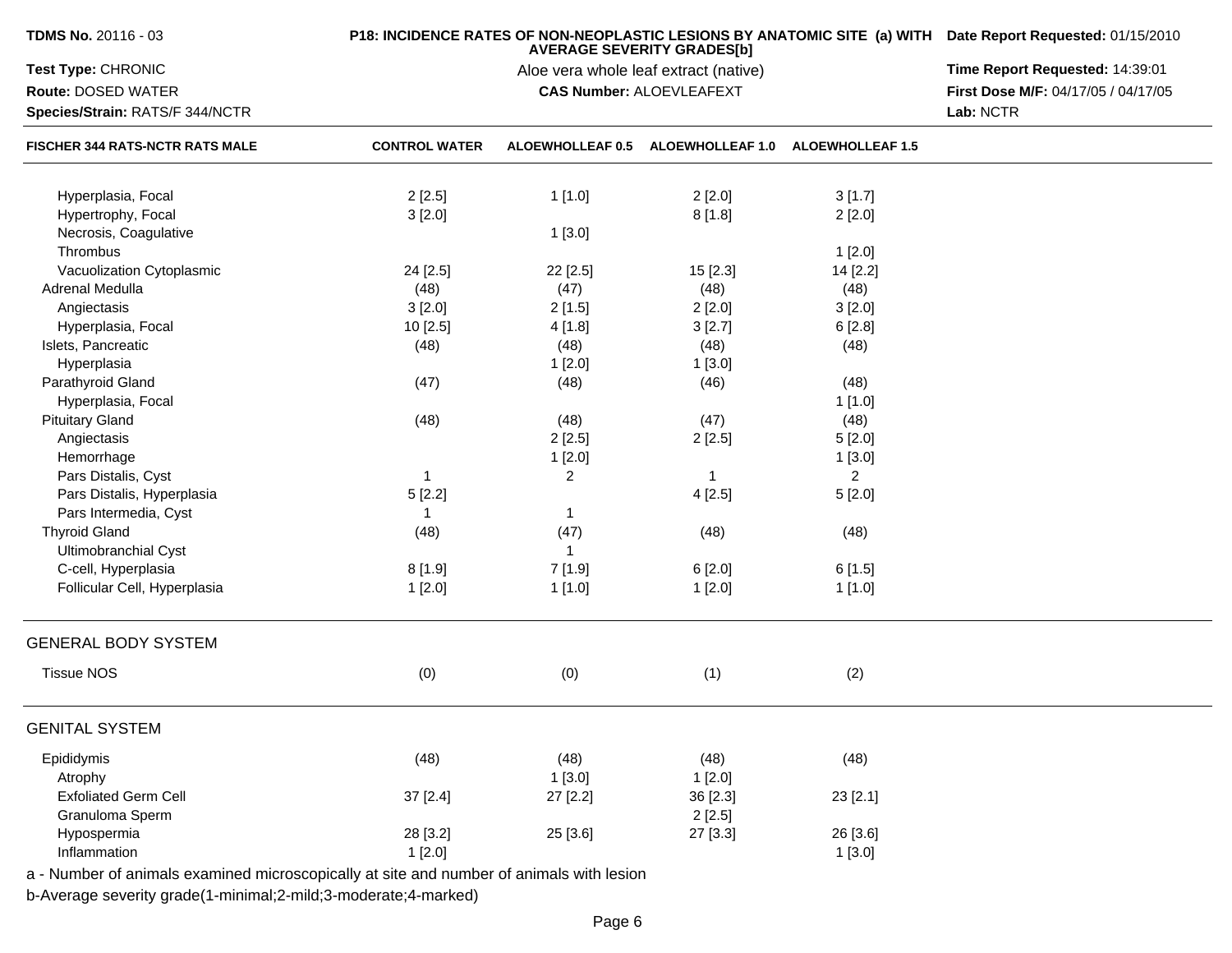**TDMS No.** 20116 - 03

**Test Type:** CHRONIC

**Route:** DOSED WATER

**Species/Strain:** RATS/F 344/NCTR

**P18: INCIDENCE RATES OF NON-NEOPLASTIC LESIONS BY ANATOMIC SITE (a) WITH AVERAGE SEVERITY GRADES[b]**

Aloe vera whole leaf extract (native)

**CAS Number:** ALOEVLEAFEXT

**Date Report Requested:** 01/15/2010

**Time Report Requested:** 14:39:01

**First Dose M/F:** 04/17/05 / 04/17/05

**Lab:** NCTR

| FISCHER 344 RATS-NCTR RATS MALE | CONTROL WATER | ALOEWHOLLEAF 0.5 | ALOEWHOLLEAF 1.0 | ALOEWHOLLEAF 1.5 |
|---|---|---|---|---|
| Hyperplasia, Focal | 2 [2.5] | 1 [1.0] | 2 [2.0] | 3 [1.7] |
| Hypertrophy, Focal | 3 [2.0] | | 8 [1.8] | 2 [2.0] |
| Necrosis, Coagulative | | 1 [3.0] | | |
| Thrombus | | | | 1 [2.0] |
| Vacuolization Cytoplasmic | 24 [2.5] | 22 [2.5] | 15 [2.3] | 14 [2.2] |
| Adrenal Medulla | (48) | (47) | (48) | (48) |
| Angiectasis | 3 [2.0] | 2 [1.5] | 2 [2.0] | 3 [2.0] |
| Hyperplasia, Focal | 10 [2.5] | 4 [1.8] | 3 [2.7] | 6 [2.8] |
| Islets, Pancreatic | (48) | (48) | (48) | (48) |
| Hyperplasia | | 1 [2.0] | 1 [3.0] | |
| Parathyroid Gland | (47) | (48) | (46) | (48) |
| Hyperplasia, Focal | | | | 1 [1.0] |
| Pituitary Gland | (48) | (48) | (47) | (48) |
| Angiectasis | | 2 [2.5] | 2 [2.5] | 5 [2.0] |
| Hemorrhage | | 1 [2.0] | | 1 [3.0] |
| Pars Distalis, Cyst | 1 | 2 | 1 | 2 |
| Pars Distalis, Hyperplasia | 5 [2.2] | | 4 [2.5] | 5 [2.0] |
| Pars Intermedia, Cyst | 1 | 1 | | |
| Thyroid Gland | (48) | (47) | (48) | (48) |
| Ultimobranchial Cyst | | 1 | | |
| C-cell, Hyperplasia | 8 [1.9] | 7 [1.9] | 6 [2.0] | 6 [1.5] |
| Follicular Cell, Hyperplasia | 1 [2.0] | 1 [1.0] | 1 [2.0] | 1 [1.0] |
| **GENERAL BODY SYSTEM** | | | | |
| Tissue NOS | (0) | (0) | (1) | (2) |
| **GENITAL SYSTEM** | | | | |
| Epididymis | (48) | (48) | (48) | (48) |
| Atrophy | | 1 [3.0] | 1 [2.0] | |
| Exfoliated Germ Cell | 37 [2.4] | 27 [2.2] | 36 [2.3] | 23 [2.1] |
| Granuloma Sperm | | | 2 [2.5] | |
| Hypospermia | 28 [3.2] | 25 [3.6] | 27 [3.3] | 26 [3.6] |
| Inflammation | 1 [2.0] | | | 1 [3.0] |

a - Number of animals examined microscopically at site and number of animals with lesion

b-Average severity grade(1-minimal;2-mild;3-moderate;4-marked)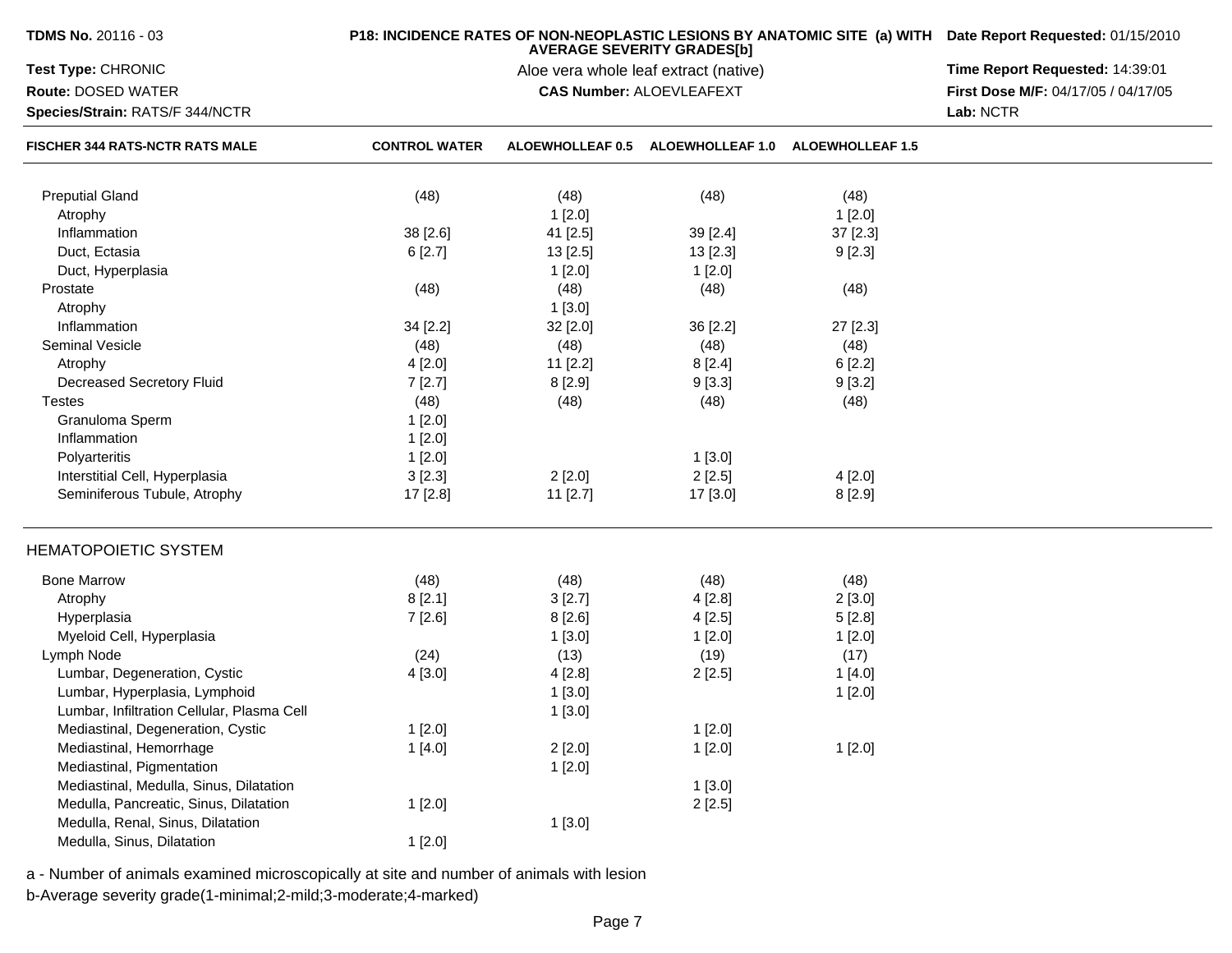**TDMS No.** 20116 - 03
**Test Type:** CHRONIC
**Route:** DOSED WATER
**Species/Strain:** RATS/F 344/NCTR

**P18: INCIDENCE RATES OF NON-NEOPLASTIC LESIONS BY ANATOMIC SITE (a) WITH AVERAGE SEVERITY GRADES[b]**
Aloe vera whole leaf extract (native)
**CAS Number:** ALOEVLEAFEXT

**Date Report Requested:** 01/15/2010
**Time Report Requested:** 14:39:01
**First Dose M/F:** 04/17/05 / 04/17/05
**Lab:** NCTR

| FISCHER 344 RATS-NCTR RATS MALE | CONTROL WATER | ALOEWHOLLEAF 0.5 | ALOEWHOLLEAF 1.0 | ALOEWHOLLEAF 1.5 |
|---|---|---|---|---|
| Preputial Gland | (48) | (48) | (48) | (48) |
| Atrophy | | 1 [2.0] | | 1 [2.0] |
| Inflammation | 38 [2.6] | 41 [2.5] | 39 [2.4] | 37 [2.3] |
| Duct, Ectasia | 6 [2.7] | 13 [2.5] | 13 [2.3] | 9 [2.3] |
| Duct, Hyperplasia | | 1 [2.0] | 1 [2.0] | |
| Prostate | (48) | (48) | (48) | (48) |
| Atrophy | | 1 [3.0] | | |
| Inflammation | 34 [2.2] | 32 [2.0] | 36 [2.2] | 27 [2.3] |
| Seminal Vesicle | (48) | (48) | (48) | (48) |
| Atrophy | 4 [2.0] | 11 [2.2] | 8 [2.4] | 6 [2.2] |
| Decreased Secretory Fluid | 7 [2.7] | 8 [2.9] | 9 [3.3] | 9 [3.2] |
| Testes | (48) | (48) | (48) | (48) |
| Granuloma Sperm | 1 [2.0] | | | |
| Inflammation | 1 [2.0] | | | |
| Polyarteritis | 1 [2.0] | | 1 [3.0] | |
| Interstitial Cell, Hyperplasia | 3 [2.3] | 2 [2.0] | 2 [2.5] | 4 [2.0] |
| Seminiferous Tubule, Atrophy | 17 [2.8] | 11 [2.7] | 17 [3.0] | 8 [2.9] |
| **HEMATOPOIETIC SYSTEM** | | | | |
| Bone Marrow | (48) | (48) | (48) | (48) |
| Atrophy | 8 [2.1] | 3 [2.7] | 4 [2.8] | 2 [3.0] |
| Hyperplasia | 7 [2.6] | 8 [2.6] | 4 [2.5] | 5 [2.8] |
| Myeloid Cell, Hyperplasia | | 1 [3.0] | 1 [2.0] | 1 [2.0] |
| Lymph Node | (24) | (13) | (19) | (17) |
| Lumbar, Degeneration, Cystic | 4 [3.0] | 4 [2.8] | 2 [2.5] | 1 [4.0] |
| Lumbar, Hyperplasia, Lymphoid | | 1 [3.0] | | 1 [2.0] |
| Lumbar, Infiltration Cellular, Plasma Cell | | 1 [3.0] | | |
| Mediastinal, Degeneration, Cystic | 1 [2.0] | | 1 [2.0] | |
| Mediastinal, Hemorrhage | 1 [4.0] | 2 [2.0] | 1 [2.0] | 1 [2.0] |
| Mediastinal, Pigmentation | | 1 [2.0] | | |
| Mediastinal, Medulla, Sinus, Dilatation | | | 1 [3.0] | |
| Medulla, Pancreatic, Sinus, Dilatation | 1 [2.0] | | 2 [2.5] | |
| Medulla, Renal, Sinus, Dilatation | | 1 [3.0] | | |
| Medulla, Sinus, Dilatation | 1 [2.0] | | | |

a - Number of animals examined microscopically at site and number of animals with lesion
b-Average severity grade(1-minimal;2-mild;3-moderate;4-marked)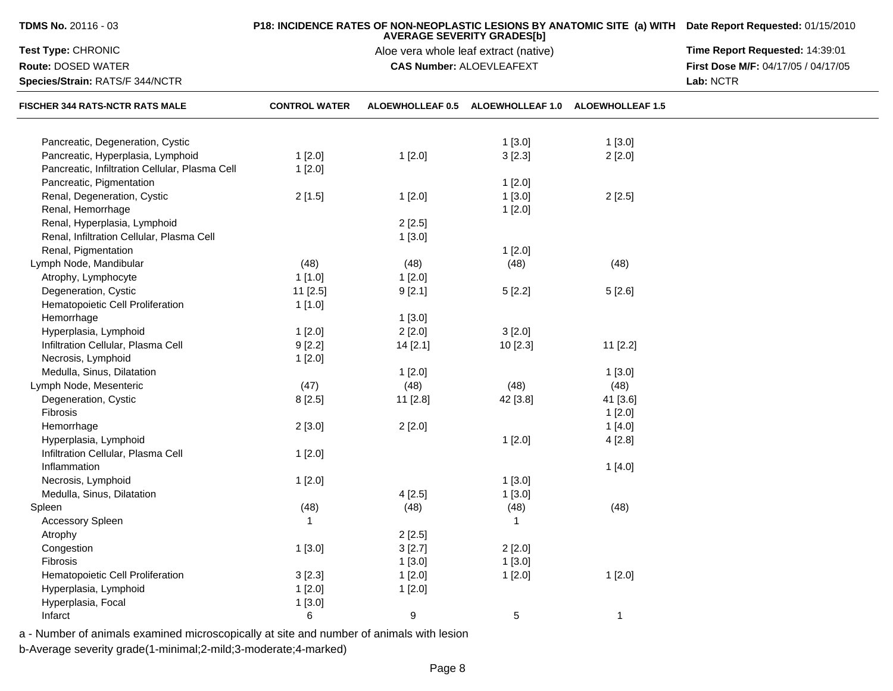**TDMS No.** 20116 - 03

**Test Type:** CHRONIC

**Route:** DOSED WATER

**Species/Strain:** RATS/F 344/NCTR

**P18: INCIDENCE RATES OF NON-NEOPLASTIC LESIONS BY ANATOMIC SITE (a) WITH AVERAGE SEVERITY GRADES[b]**

Aloe vera whole leaf extract (native)

**CAS Number:** ALOEVLEAFEXT

**Date Report Requested:** 01/15/2010

**Time Report Requested:** 14:39:01

**First Dose M/F:** 04/17/05 / 04/17/05

**Lab:** NCTR

| FISCHER 344 RATS-NCTR RATS MALE | CONTROL WATER | ALOEWHOLLEAF 0.5 | ALOEWHOLLEAF 1.0 | ALOEWHOLLEAF 1.5 |
|---|---|---|---|---|
| Pancreatic, Degeneration, Cystic | | | 1 [3.0] | 1 [3.0] |
| Pancreatic, Hyperplasia, Lymphoid | 1 [2.0] | 1 [2.0] | 3 [2.3] | 2 [2.0] |
| Pancreatic, Infiltration Cellular, Plasma Cell | 1 [2.0] | | | |
| Pancreatic, Pigmentation | | | 1 [2.0] | |
| Renal, Degeneration, Cystic | 2 [1.5] | 1 [2.0] | 1 [3.0] | 2 [2.5] |
| Renal, Hemorrhage | | | 1 [2.0] | |
| Renal, Hyperplasia, Lymphoid | | 2 [2.5] | | |
| Renal, Infiltration Cellular, Plasma Cell | | 1 [3.0] | | |
| Renal, Pigmentation | | | 1 [2.0] | |
| Lymph Node, Mandibular | (48) | (48) | (48) | (48) |
| Atrophy, Lymphocyte | 1 [1.0] | 1 [2.0] | | |
| Degeneration, Cystic | 11 [2.5] | 9 [2.1] | 5 [2.2] | 5 [2.6] |
| Hematopoietic Cell Proliferation | 1 [1.0] | | | |
| Hemorrhage | | 1 [3.0] | | |
| Hyperplasia, Lymphoid | 1 [2.0] | 2 [2.0] | 3 [2.0] | |
| Infiltration Cellular, Plasma Cell | 9 [2.2] | 14 [2.1] | 10 [2.3] | 11 [2.2] |
| Necrosis, Lymphoid | 1 [2.0] | | | |
| Medulla, Sinus, Dilatation | | 1 [2.0] | | 1 [3.0] |
| Lymph Node, Mesenteric | (47) | (48) | (48) | (48) |
| Degeneration, Cystic | 8 [2.5] | 11 [2.8] | 42 [3.8] | 41 [3.6] |
| Fibrosis | | | | 1 [2.0] |
| Hemorrhage | 2 [3.0] | 2 [2.0] | | 1 [4.0] |
| Hyperplasia, Lymphoid | | | 1 [2.0] | 4 [2.8] |
| Infiltration Cellular, Plasma Cell | 1 [2.0] | | | |
| Inflammation | | | | 1 [4.0] |
| Necrosis, Lymphoid | 1 [2.0] | | 1 [3.0] | |
| Medulla, Sinus, Dilatation | | 4 [2.5] | 1 [3.0] | |
| Spleen | (48) | (48) | (48) | (48) |
| Accessory Spleen | 1 | | 1 | |
| Atrophy | | 2 [2.5] | | |
| Congestion | 1 [3.0] | 3 [2.7] | 2 [2.0] | |
| Fibrosis | | 1 [3.0] | 1 [3.0] | |
| Hematopoietic Cell Proliferation | 3 [2.3] | 1 [2.0] | 1 [2.0] | 1 [2.0] |
| Hyperplasia, Lymphoid | 1 [2.0] | 1 [2.0] | | |
| Hyperplasia, Focal | 1 [3.0] | | | |
| Infarct | 6 | 9 | 5 | 1 |

a - Number of animals examined microscopically at site and number of animals with lesion

b-Average severity grade(1-minimal;2-mild;3-moderate;4-marked)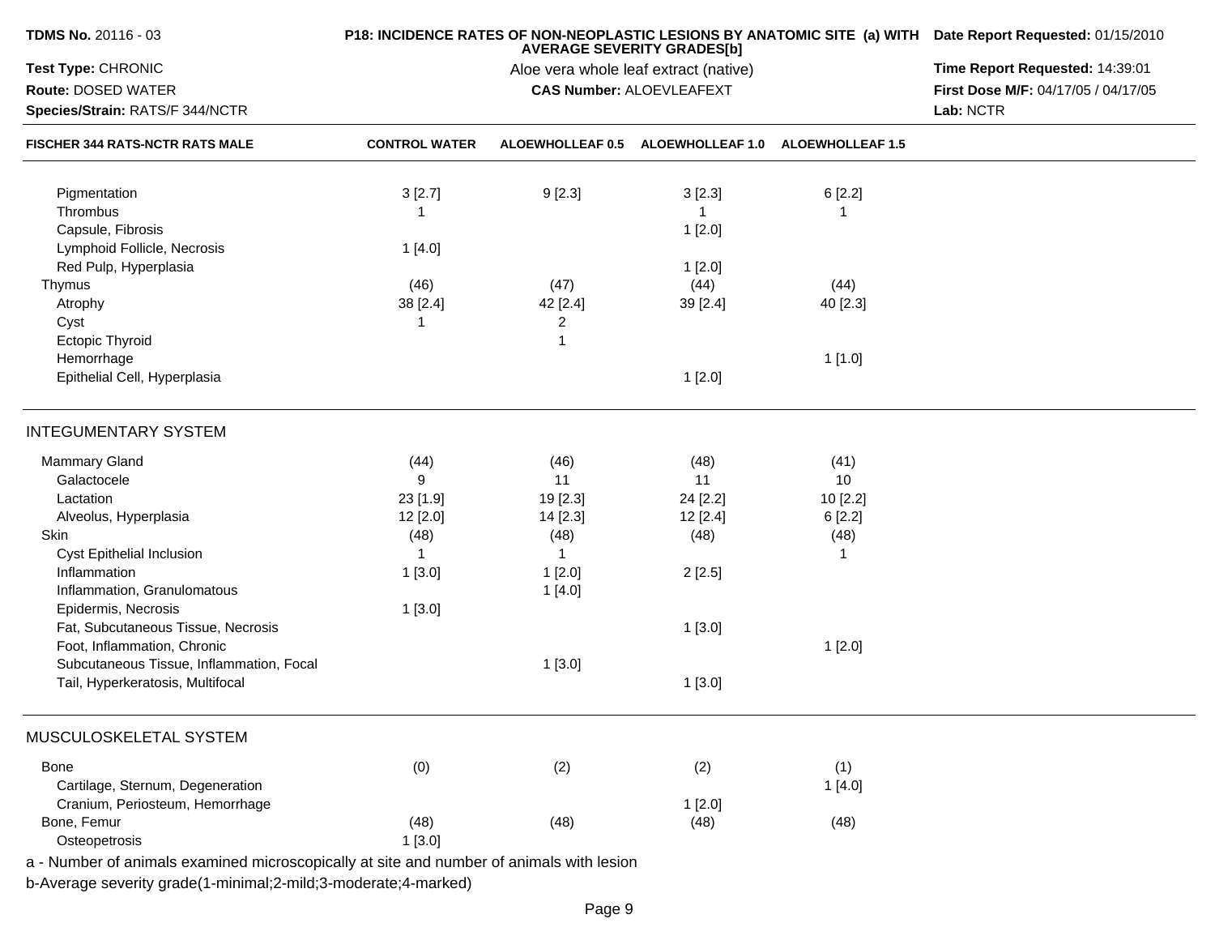| FISCHER 344 RATS-NCTR RATS MALE | CONTROL WATER | ALOEWHOLLEAF 0.5 | ALOEWHOLLEAF 1.0 | ALOEWHOLLEAF 1.5 |
|---|---|---|---|---|
| Pigmentation | 3 [2.7] | 9 [2.3] | 3 [2.3] | 6 [2.2] |
| Thrombus | 1 | | 1 | 1 |
| Capsule, Fibrosis | | | 1 [2.0] | |
| Lymphoid Follicle, Necrosis | 1 [4.0] | | | |
| Red Pulp, Hyperplasia | | | 1 [2.0] | |
| Thymus | (46) | (47) | (44) | (44) |
| Atrophy | 38 [2.4] | 42 [2.4] | 39 [2.4] | 40 [2.3] |
| Cyst | 1 | 2 | | |
| Ectopic Thyroid | | 1 | | |
| Hemorrhage | | | | 1 [1.0] |
| Epithelial Cell, Hyperplasia | | | 1 [2.0] | |

## INTEGUMENTARY SYSTEM

| FISCHER 344 RATS-NCTR RATS MALE | CONTROL WATER | ALOEWHOLLEAF 0.5 | ALOEWHOLLEAF 1.0 | ALOEWHOLLEAF 1.5 |
|---|---|---|---|---|
| Mammary Gland | (44) | (46) | (48) | (41) |
| Galactocele | 9 | 11 | 11 | 10 |
| Lactation | 23 [1.9] | 19 [2.3] | 24 [2.2] | 10 [2.2] |
| Alveolus, Hyperplasia | 12 [2.0] | 14 [2.3] | 12 [2.4] | 6 [2.2] |
| Skin | (48) | (48) | (48) | (48) |
| Cyst Epithelial Inclusion | 1 | 1 | | 1 |
| Inflammation | 1 [3.0] | 1 [2.0] | 2 [2.5] | |
| Inflammation, Granulomatous | | 1 [4.0] | | |
| Epidermis, Necrosis | 1 [3.0] | | | |
| Fat, Subcutaneous Tissue, Necrosis | | | 1 [3.0] | |
| Foot, Inflammation, Chronic | | | | 1 [2.0] |
| Subcutaneous Tissue, Inflammation, Focal | | 1 [3.0] | | |
| Tail, Hyperkeratosis, Multifocal | | | 1 [3.0] | |

## MUSCULOSKELETAL SYSTEM

| FISCHER 344 RATS-NCTR RATS MALE | CONTROL WATER | ALOEWHOLLEAF 0.5 | ALOEWHOLLEAF 1.0 | ALOEWHOLLEAF 1.5 |
|---|---|---|---|---|
| Bone | (0) | (2) | (2) | (1) |
| Cartilage, Sternum, Degeneration | | | | 1 [4.0] |
| Cranium, Periosteum, Hemorrhage | | | 1 [2.0] | |
| Bone, Femur | (48) | (48) | (48) | (48) |
| Osteopetrosis | 1 [3.0] | | | |

a - Number of animals examined microscopically at site and number of animals with lesion

b-Average severity grade(1-minimal;2-mild;3-moderate;4-marked)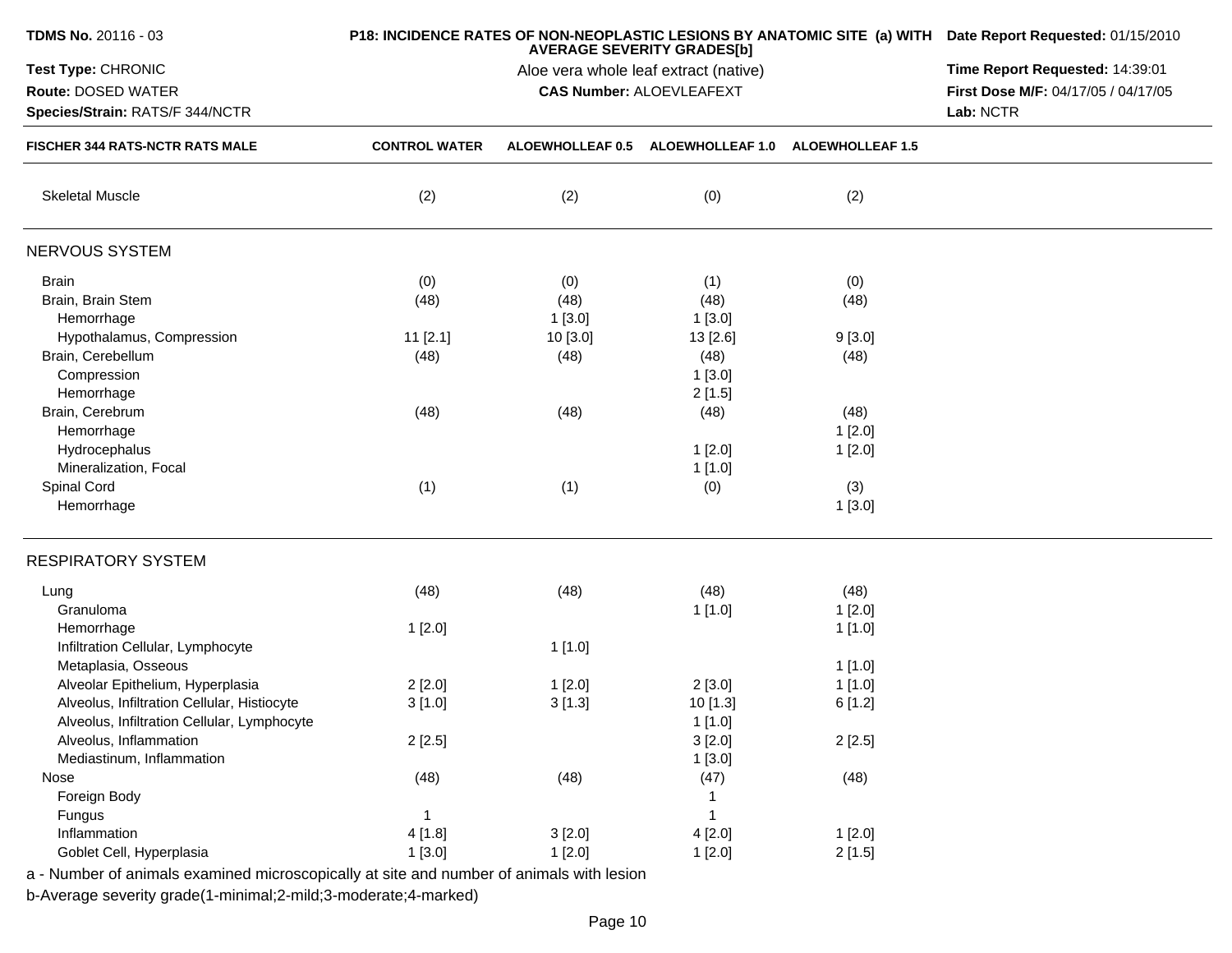**TDMS No.** 20116 - 03
**Test Type:** CHRONIC
**Route:** DOSED WATER
**Species/Strain:** RATS/F 344/NCTR

**P18: INCIDENCE RATES OF NON-NEOPLASTIC LESIONS BY ANATOMIC SITE (a) WITH AVERAGE SEVERITY GRADES[b]**
Aloe vera whole leaf extract (native)
**CAS Number:** ALOEVLEAFEXT

**Date Report Requested:** 01/15/2010
**Time Report Requested:** 14:39:01
**First Dose M/F:** 04/17/05 / 04/17/05
**Lab:** NCTR

| FISCHER 344 RATS-NCTR RATS MALE | CONTROL WATER | ALOEWHOLLEAF 0.5 | ALOEWHOLLEAF 1.0 | ALOEWHOLLEAF 1.5 |
|---|---|---|---|---|
| Skeletal Muscle | (2) | (2) | (0) | (2) |
| **NERVOUS SYSTEM** | | | | |
| Brain | (0) | (0) | (1) | (0) |
| Brain, Brain Stem | (48) | (48) | (48) | (48) |
| Hemorrhage | | 1 [3.0] | 1 [3.0] | |
| Hypothalamus, Compression | 11 [2.1] | 10 [3.0] | 13 [2.6] | 9 [3.0] |
| Brain, Cerebellum | (48) | (48) | (48) | (48) |
| Compression | | | 1 [3.0] | |
| Hemorrhage | | | 2 [1.5] | |
| Brain, Cerebrum | (48) | (48) | (48) | (48) |
| Hemorrhage | | | | 1 [2.0] |
| Hydrocephalus | | | 1 [2.0] | 1 [2.0] |
| Mineralization, Focal | | | 1 [1.0] | |
| Spinal Cord | (1) | (1) | (0) | (3) |
| Hemorrhage | | | | 1 [3.0] |
| **RESPIRATORY SYSTEM** | | | | |
| Lung | (48) | (48) | (48) | (48) |
| Granuloma | | | 1 [1.0] | 1 [2.0] |
| Hemorrhage | 1 [2.0] | | | 1 [1.0] |
| Infiltration Cellular, Lymphocyte | | 1 [1.0] | | |
| Metaplasia, Osseous | | | | 1 [1.0] |
| Alveolar Epithelium, Hyperplasia | 2 [2.0] | 1 [2.0] | 2 [3.0] | 1 [1.0] |
| Alveolus, Infiltration Cellular, Histiocyte | 3 [1.0] | 3 [1.3] | 10 [1.3] | 6 [1.2] |
| Alveolus, Infiltration Cellular, Lymphocyte | | | 1 [1.0] | |
| Alveolus, Inflammation | 2 [2.5] | | 3 [2.0] | 2 [2.5] |
| Mediastinum, Inflammation | | | 1 [3.0] | |
| Nose | (48) | (48) | (47) | (48) |
| Foreign Body | | | 1 | |
| Fungus | 1 | | 1 | |
| Inflammation | 4 [1.8] | 3 [2.0] | 4 [2.0] | 1 [2.0] |
| Goblet Cell, Hyperplasia | 1 [3.0] | 1 [2.0] | 1 [2.0] | 2 [1.5] |

a - Number of animals examined microscopically at site and number of animals with lesion
b-Average severity grade(1-minimal;2-mild;3-moderate;4-marked)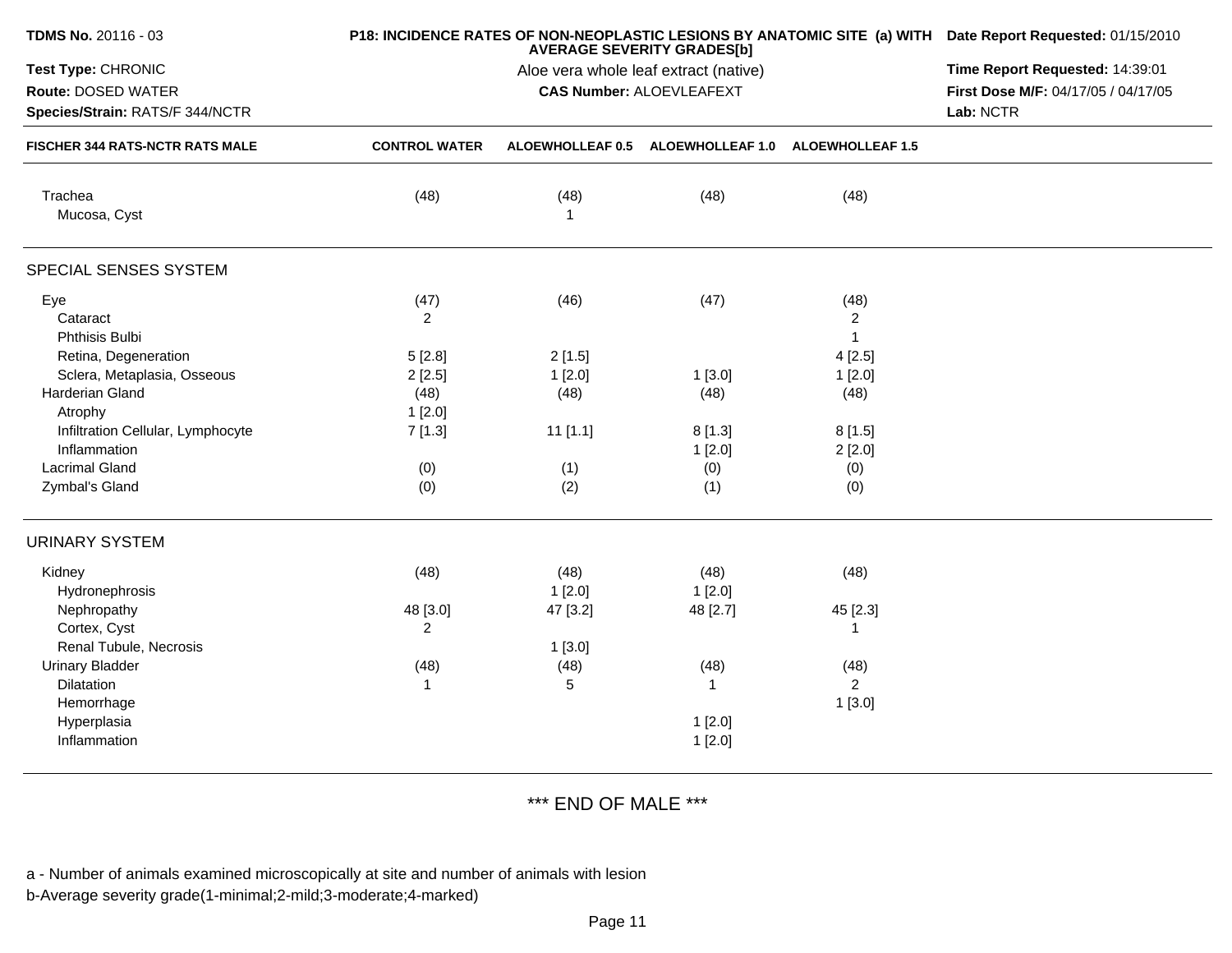**TDMS No.** 20116 - 03
**Test Type:** CHRONIC
**Route:** DOSED WATER
**Species/Strain:** RATS/F 344/NCTR

**P18: INCIDENCE RATES OF NON-NEOPLASTIC LESIONS BY ANATOMIC SITE (a) WITH AVERAGE SEVERITY GRADES[b]**
Aloe vera whole leaf extract (native)
**CAS Number:** ALOEVLEAFEXT

**Date Report Requested:** 01/15/2010
**Time Report Requested:** 14:39:01
**First Dose M/F:** 04/17/05 / 04/17/05
**Lab:** NCTR

| FISCHER 344 RATS-NCTR RATS MALE | CONTROL WATER | ALOEWHOLLEAF 0.5 | ALOEWHOLLEAF 1.0 | ALOEWHOLLEAF 1.5 |
|---|---|---|---|---|
| Trachea | (48) | (48) | (48) | (48) |
| Mucosa, Cyst | | 1 | | |
| **SPECIAL SENSES SYSTEM** | | | | |
| Eye | (47) | (46) | (47) | (48) |
| Cataract | 2 | | | 2 |
| Phthisis Bulbi | | | | 1 |
| Retina, Degeneration | 5 [2.8] | 2 [1.5] | | 4 [2.5] |
| Sclera, Metaplasia, Osseous | 2 [2.5] | 1 [2.0] | 1 [3.0] | 1 [2.0] |
| Harderian Gland | (48) | (48) | (48) | (48) |
| Atrophy | 1 [2.0] | | | |
| Infiltration Cellular, Lymphocyte | 7 [1.3] | 11 [1.1] | 8 [1.3] | 8 [1.5] |
| Inflammation | | | 1 [2.0] | 2 [2.0] |
| Lacrimal Gland | (0) | (1) | (0) | (0) |
| Zymbal's Gland | (0) | (2) | (1) | (0) |
| **URINARY SYSTEM** | | | | |
| Kidney | (48) | (48) | (48) | (48) |
| Hydronephrosis | | 1 [2.0] | 1 [2.0] | |
| Nephropathy | 48 [3.0] | 47 [3.2] | 48 [2.7] | 45 [2.3] |
| Cortex, Cyst | 2 | | | 1 |
| Renal Tubule, Necrosis | | 1 [3.0] | | |
| Urinary Bladder | (48) | (48) | (48) | (48) |
| Dilatation | 1 | 5 | 1 | 2 |
| Hemorrhage | | | | 1 [3.0] |
| Hyperplasia | | | 1 [2.0] | |
| Inflammation | | | 1 [2.0] | |

\*\*\* END OF MALE \*\*\*

a - Number of animals examined microscopically at site and number of animals with lesion
b-Average severity grade(1-minimal;2-mild;3-moderate;4-marked)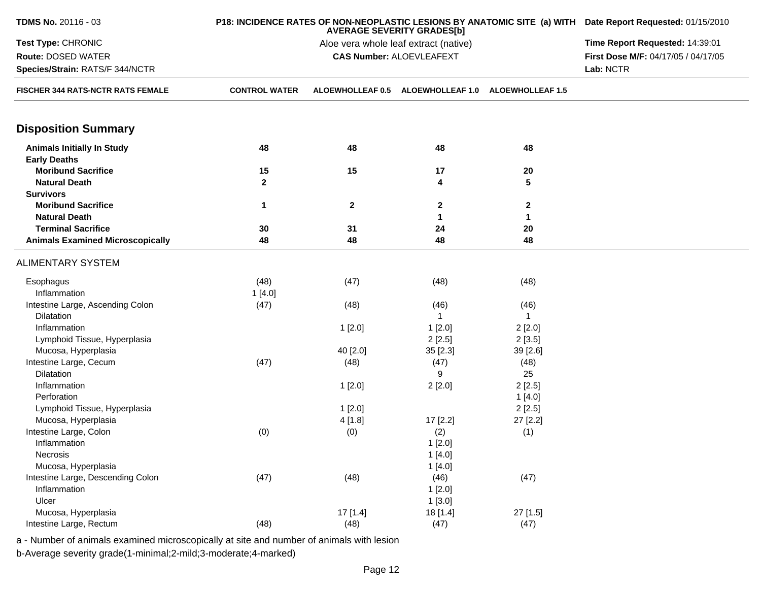TDMS No. 20116 - 03
Test Type: CHRONIC
Route: DOSED WATER
Species/Strain: RATS/F 344/NCTR

**P18: INCIDENCE RATES OF NON-NEOPLASTIC LESIONS BY ANATOMIC SITE (a) WITH AVERAGE SEVERITY GRADES[b]**
Aloe vera whole leaf extract (native)
**CAS Number:** ALOEVLEAFEXT

Date Report Requested: 01/15/2010
Time Report Requested: 14:39:01
First Dose M/F: 04/17/05 / 04/17/05
Lab: NCTR

| FISCHER 344 RATS-NCTR RATS FEMALE | CONTROL WATER | ALOEWHOLLEAF 0.5 | ALOEWHOLLEAF 1.0 | ALOEWHOLLEAF 1.5 |
|---|---|---|---|---|
| **Disposition Summary** | | | | |
| **Animals Initially In Study** | 48 | 48 | 48 | 48 |
| **Early Deaths** | | | | |
| **Moribund Sacrifice** | 15 | 15 | 17 | 20 |
| **Natural Death** | 2 | | 4 | 5 |
| **Survivors** | | | | |
| **Moribund Sacrifice** | 1 | 2 | 2 | 2 |
| **Natural Death** | | | 1 | 1 |
| **Terminal Sacrifice** | 30 | 31 | 24 | 20 |
| **Animals Examined Microscopically** | 48 | 48 | 48 | 48 |
| ALIMENTARY SYSTEM | | | | |
| Esophagus | (48) | (47) | (48) | (48) |
| Inflammation | 1 [4.0] | | | |
| Intestine Large, Ascending Colon | (47) | (48) | (46) | (46) |
| Dilatation | | | 1 | 1 |
| Inflammation | | 1 [2.0] | 1 [2.0] | 2 [2.0] |
| Lymphoid Tissue, Hyperplasia | | | 2 [2.5] | 2 [3.5] |
| Mucosa, Hyperplasia | | 40 [2.0] | 35 [2.3] | 39 [2.6] |
| Intestine Large, Cecum | (47) | (48) | (47) | (48) |
| Dilatation | | | 9 | 25 |
| Inflammation | | 1 [2.0] | 2 [2.0] | 2 [2.5] |
| Perforation | | | | 1 [4.0] |
| Lymphoid Tissue, Hyperplasia | | 1 [2.0] | | 2 [2.5] |
| Mucosa, Hyperplasia | | 4 [1.8] | 17 [2.2] | 27 [2.2] |
| Intestine Large, Colon | (0) | (0) | (2) | (1) |
| Inflammation | | | 1 [2.0] | |
| Necrosis | | | 1 [4.0] | |
| Mucosa, Hyperplasia | | | 1 [4.0] | |
| Intestine Large, Descending Colon | (47) | (48) | (46) | (47) |
| Inflammation | | | 1 [2.0] | |
| Ulcer | | | 1 [3.0] | |
| Mucosa, Hyperplasia | | 17 [1.4] | 18 [1.4] | 27 [1.5] |
| Intestine Large, Rectum | (48) | (48) | (47) | (47) |

a - Number of animals examined microscopically at site and number of animals with lesion
b-Average severity grade(1-minimal;2-mild;3-moderate;4-marked)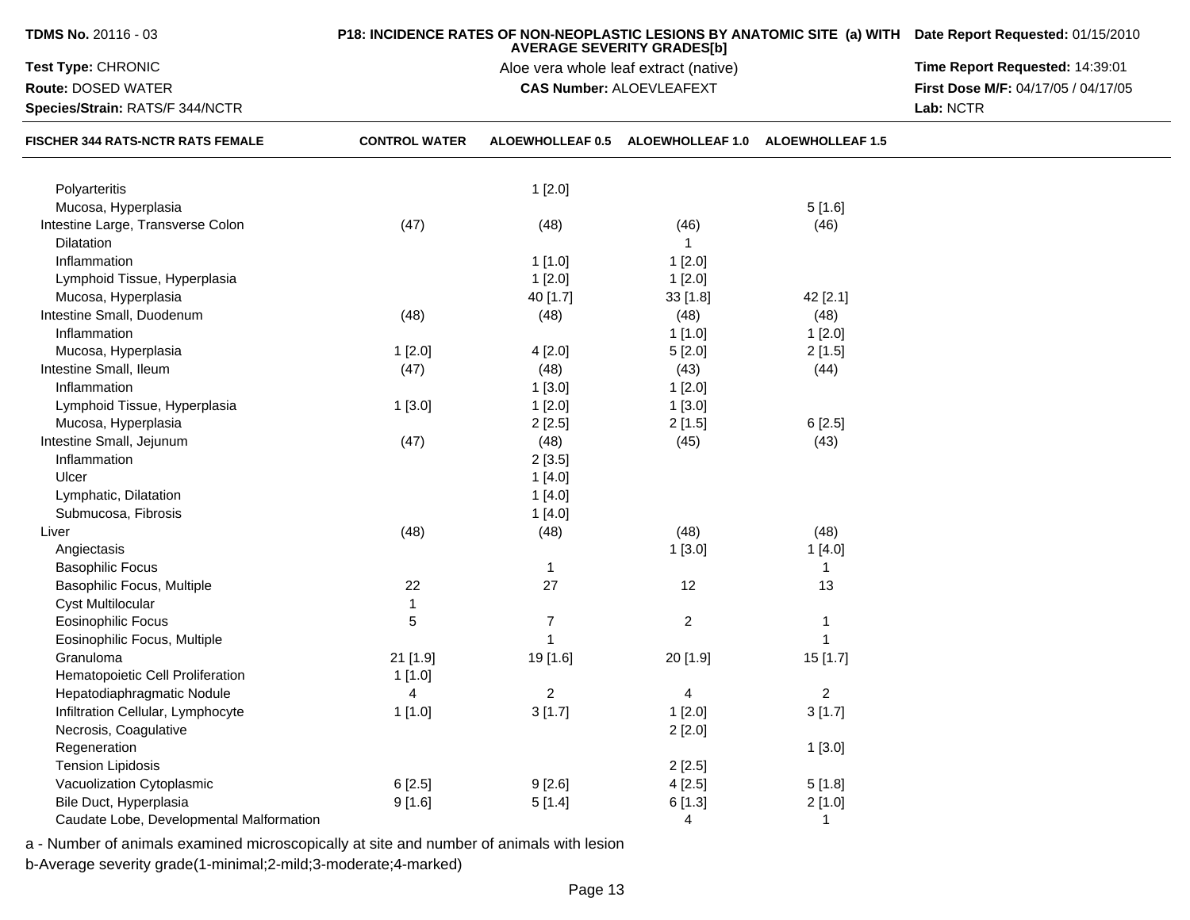**TDMS No.** 20116 - 03

**Test Type:** CHRONIC

**Route:** DOSED WATER

**Species/Strain:** RATS/F 344/NCTR

**P18: INCIDENCE RATES OF NON-NEOPLASTIC LESIONS BY ANATOMIC SITE (a) WITH AVERAGE SEVERITY GRADES[b]**

Aloe vera whole leaf extract (native)

**CAS Number:** ALOEVLEAFEXT

**Date Report Requested:** 01/15/2010

**Time Report Requested:** 14:39:01

**First Dose M/F:** 04/17/05 / 04/17/05

**Lab:** NCTR

| FISCHER 344 RATS-NCTR RATS FEMALE | CONTROL WATER | ALOEWHOLLEAF 0.5 | ALOEWHOLLEAF 1.0 | ALOEWHOLLEAF 1.5 |
|---|---|---|---|---|
| Polyarteritis | | 1 [2.0] | | |
| Mucosa, Hyperplasia | | | | 5 [1.6] |
| Intestine Large, Transverse Colon | (47) | (48) | (46) | (46) |
| Dilatation | | | 1 | |
| Inflammation | | 1 [1.0] | 1 [2.0] | |
| Lymphoid Tissue, Hyperplasia | | 1 [2.0] | 1 [2.0] | |
| Mucosa, Hyperplasia | | 40 [1.7] | 33 [1.8] | 42 [2.1] |
| Intestine Small, Duodenum | (48) | (48) | (48) | (48) |
| Inflammation | | | 1 [1.0] | 1 [2.0] |
| Mucosa, Hyperplasia | 1 [2.0] | 4 [2.0] | 5 [2.0] | 2 [1.5] |
| Intestine Small, Ileum | (47) | (48) | (43) | (44) |
| Inflammation | | 1 [3.0] | 1 [2.0] | |
| Lymphoid Tissue, Hyperplasia | 1 [3.0] | 1 [2.0] | 1 [3.0] | |
| Mucosa, Hyperplasia | | 2 [2.5] | 2 [1.5] | 6 [2.5] |
| Intestine Small, Jejunum | (47) | (48) | (45) | (43) |
| Inflammation | | 2 [3.5] | | |
| Ulcer | | 1 [4.0] | | |
| Lymphatic, Dilatation | | 1 [4.0] | | |
| Submucosa, Fibrosis | | 1 [4.0] | | |
| Liver | (48) | (48) | (48) | (48) |
| Angiectasis | | | 1 [3.0] | 1 [4.0] |
| Basophilic Focus | | 1 | | 1 |
| Basophilic Focus, Multiple | 22 | 27 | 12 | 13 |
| Cyst Multilocular | 1 | | | |
| Eosinophilic Focus | 5 | 7 | 2 | 1 |
| Eosinophilic Focus, Multiple | | 1 | | 1 |
| Granuloma | 21 [1.9] | 19 [1.6] | 20 [1.9] | 15 [1.7] |
| Hematopoietic Cell Proliferation | 1 [1.0] | | | |
| Hepatodiaphragmatic Nodule | 4 | 2 | 4 | 2 |
| Infiltration Cellular, Lymphocyte | 1 [1.0] | 3 [1.7] | 1 [2.0] | 3 [1.7] |
| Necrosis, Coagulative | | | 2 [2.0] | |
| Regeneration | | | | 1 [3.0] |
| Tension Lipidosis | | | 2 [2.5] | |
| Vacuolization Cytoplasmic | 6 [2.5] | 9 [2.6] | 4 [2.5] | 5 [1.8] |
| Bile Duct, Hyperplasia | 9 [1.6] | 5 [1.4] | 6 [1.3] | 2 [1.0] |
| Caudate Lobe, Developmental Malformation | | | 4 | 1 |

a - Number of animals examined microscopically at site and number of animals with lesion

b-Average severity grade(1-minimal;2-mild;3-moderate;4-marked)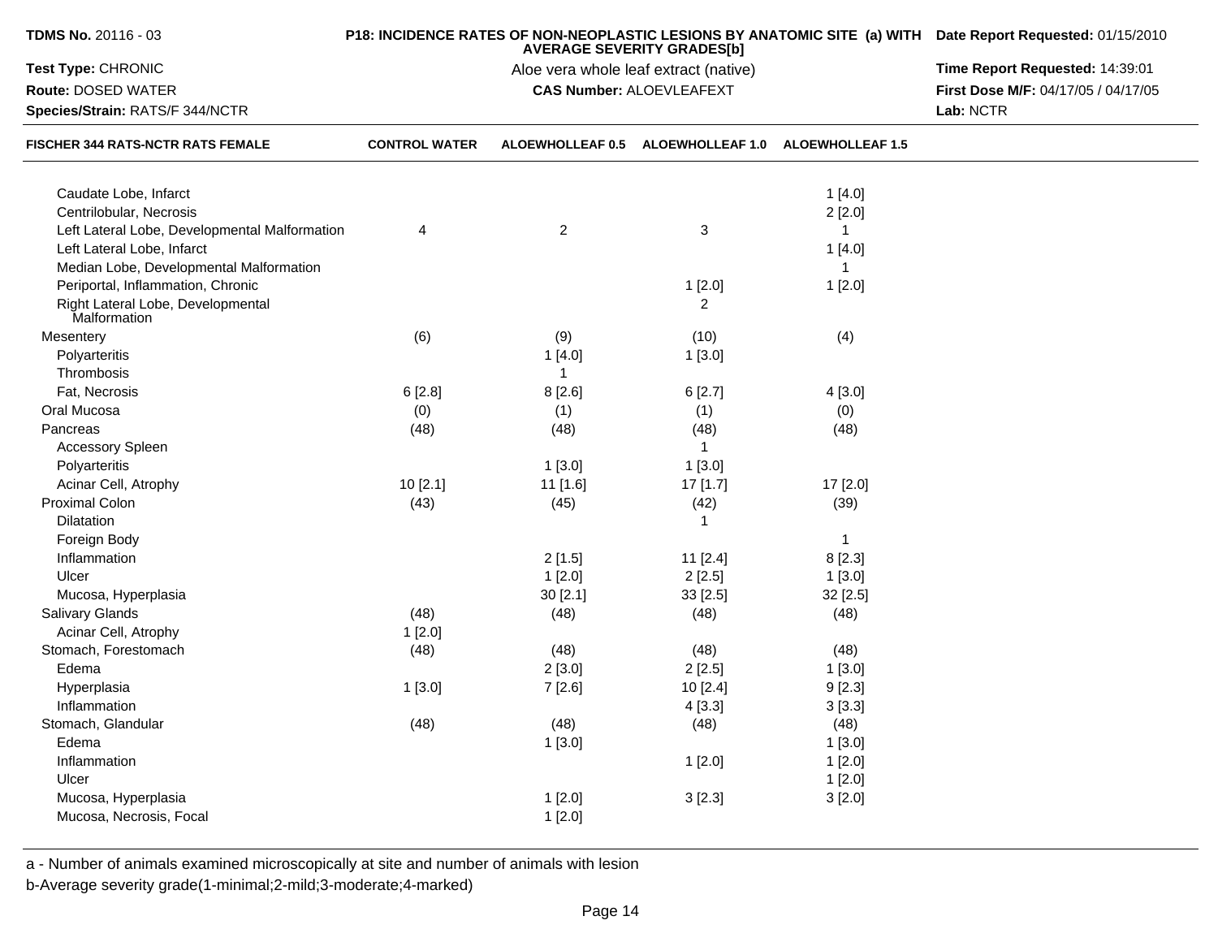**TDMS No.** 20116 - 03

**Test Type:** CHRONIC

**Route:** DOSED WATER

**Species/Strain:** RATS/F 344/NCTR

**P18: INCIDENCE RATES OF NON-NEOPLASTIC LESIONS BY ANATOMIC SITE (a) WITH AVERAGE SEVERITY GRADES[b]**

Aloe vera whole leaf extract (native)

**CAS Number:** ALOEVLEAFEXT

**Date Report Requested:** 01/15/2010

**Time Report Requested:** 14:39:01

**First Dose M/F:** 04/17/05 / 04/17/05

**Lab:** NCTR

| FISCHER 344 RATS-NCTR RATS FEMALE | CONTROL WATER | ALOEWHOLLEAF 0.5 | ALOEWHOLLEAF 1.0 | ALOEWHOLLEAF 1.5 |
|---|---|---|---|---|
| Caudate Lobe, Infarct | | | | 1 [4.0] |
| Centrilobular, Necrosis | | | | 2 [2.0] |
| Left Lateral Lobe, Developmental Malformation | 4 | 2 | 3 | 1 |
| Left Lateral Lobe, Infarct | | | | 1 [4.0] |
| Median Lobe, Developmental Malformation | | | | 1 |
| Periportal, Inflammation, Chronic | | | 1 [2.0] | 1 [2.0] |
| Right Lateral Lobe, Developmental Malformation | | | 2 | |
| Mesentery | (6) | (9) | (10) | (4) |
| Polyarteritis | | 1 [4.0] | 1 [3.0] | |
| Thrombosis | | 1 | | |
| Fat, Necrosis | 6 [2.8] | 8 [2.6] | 6 [2.7] | 4 [3.0] |
| Oral Mucosa | (0) | (1) | (1) | (0) |
| Pancreas | (48) | (48) | (48) | (48) |
| Accessory Spleen | | | 1 | |
| Polyarteritis | | 1 [3.0] | 1 [3.0] | |
| Acinar Cell, Atrophy | 10 [2.1] | 11 [1.6] | 17 [1.7] | 17 [2.0] |
| Proximal Colon | (43) | (45) | (42) | (39) |
| Dilatation | | | 1 | |
| Foreign Body | | | | 1 |
| Inflammation | | 2 [1.5] | 11 [2.4] | 8 [2.3] |
| Ulcer | | 1 [2.0] | 2 [2.5] | 1 [3.0] |
| Mucosa, Hyperplasia | | 30 [2.1] | 33 [2.5] | 32 [2.5] |
| Salivary Glands | (48) | (48) | (48) | (48) |
| Acinar Cell, Atrophy | 1 [2.0] | | | |
| Stomach, Forestomach | (48) | (48) | (48) | (48) |
| Edema | | 2 [3.0] | 2 [2.5] | 1 [3.0] |
| Hyperplasia | 1 [3.0] | 7 [2.6] | 10 [2.4] | 9 [2.3] |
| Inflammation | | | 4 [3.3] | 3 [3.3] |
| Stomach, Glandular | (48) | (48) | (48) | (48) |
| Edema | | 1 [3.0] | | 1 [3.0] |
| Inflammation | | | 1 [2.0] | 1 [2.0] |
| Ulcer | | | | 1 [2.0] |
| Mucosa, Hyperplasia | | 1 [2.0] | 3 [2.3] | 3 [2.0] |
| Mucosa, Necrosis, Focal | | 1 [2.0] | | |

a - Number of animals examined microscopically at site and number of animals with lesion

b-Average severity grade(1-minimal;2-mild;3-moderate;4-marked)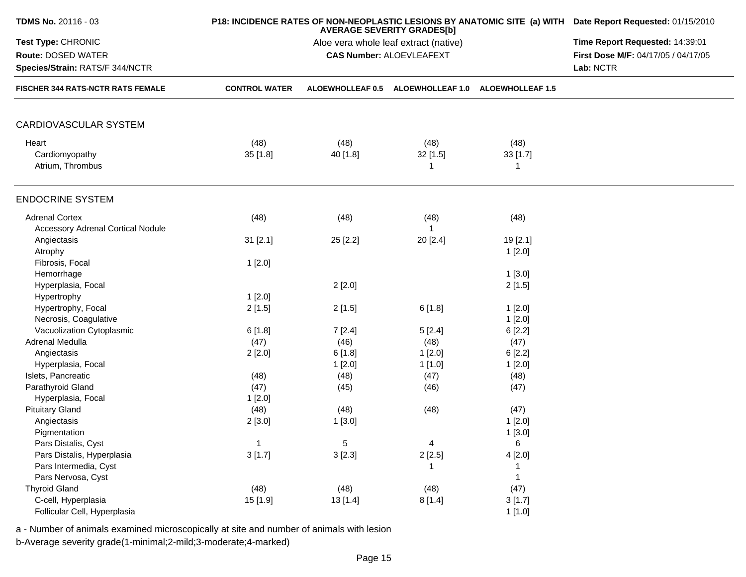**TDMS No.** 20116 - 03
**Test Type:** CHRONIC
**Route:** DOSED WATER
**Species/Strain:** RATS/F 344/NCTR

**P18: INCIDENCE RATES OF NON-NEOPLASTIC LESIONS BY ANATOMIC SITE (a) WITH AVERAGE SEVERITY GRADES[b]**
Aloe vera whole leaf extract (native)
**CAS Number:** ALOEVLEAFEXT

**Date Report Requested:** 01/15/2010
**Time Report Requested:** 14:39:01
**First Dose M/F:** 04/17/05 / 04/17/05
**Lab:** NCTR

| FISCHER 344 RATS-NCTR RATS FEMALE | CONTROL WATER | ALOEWHOLLEAF 0.5 | ALOEWHOLLEAF 1.0 | ALOEWHOLLEAF 1.5 |
|---|---|---|---|---|
| **CARDIOVASCULAR SYSTEM** | | | | |
| Heart | (48) | (48) | (48) | (48) |
| Cardiomyopathy | 35 [1.8] | 40 [1.8] | 32 [1.5] | 33 [1.7] |
| Atrium, Thrombus | | | 1 | 1 |
| **ENDOCRINE SYSTEM** | | | | |
| Adrenal Cortex | (48) | (48) | (48) | (48) |
| Accessory Adrenal Cortical Nodule | | | 1 | |
| Angiectasis | 31 [2.1] | 25 [2.2] | 20 [2.4] | 19 [2.1] |
| Atrophy | | | | 1 [2.0] |
| Fibrosis, Focal | 1 [2.0] | | | |
| Hemorrhage | | | | 1 [3.0] |
| Hyperplasia, Focal | | 2 [2.0] | | 2 [1.5] |
| Hypertrophy | 1 [2.0] | | | |
| Hypertrophy, Focal | 2 [1.5] | 2 [1.5] | 6 [1.8] | 1 [2.0] |
| Necrosis, Coagulative | | | | 1 [2.0] |
| Vacuolization Cytoplasmic | 6 [1.8] | 7 [2.4] | 5 [2.4] | 6 [2.2] |
| Adrenal Medulla | (47) | (46) | (48) | (47) |
| Angiectasis | 2 [2.0] | 6 [1.8] | 1 [2.0] | 6 [2.2] |
| Hyperplasia, Focal | | 1 [2.0] | 1 [1.0] | 1 [2.0] |
| Islets, Pancreatic | (48) | (48) | (47) | (48) |
| Parathyroid Gland | (47) | (45) | (46) | (47) |
| Hyperplasia, Focal | 1 [2.0] | | | |
| Pituitary Gland | (48) | (48) | (48) | (47) |
| Angiectasis | 2 [3.0] | 1 [3.0] | | 1 [2.0] |
| Pigmentation | | | | 1 [3.0] |
| Pars Distalis, Cyst | 1 | 5 | 4 | 6 |
| Pars Distalis, Hyperplasia | 3 [1.7] | 3 [2.3] | 2 [2.5] | 4 [2.0] |
| Pars Intermedia, Cyst | | | 1 | 1 |
| Pars Nervosa, Cyst | | | | 1 |
| Thyroid Gland | (48) | (48) | (48) | (47) |
| C-cell, Hyperplasia | 15 [1.9] | 13 [1.4] | 8 [1.4] | 3 [1.7] |
| Follicular Cell, Hyperplasia | | | | 1 [1.0] |

a - Number of animals examined microscopically at site and number of animals with lesion
b-Average severity grade(1-minimal;2-mild;3-moderate;4-marked)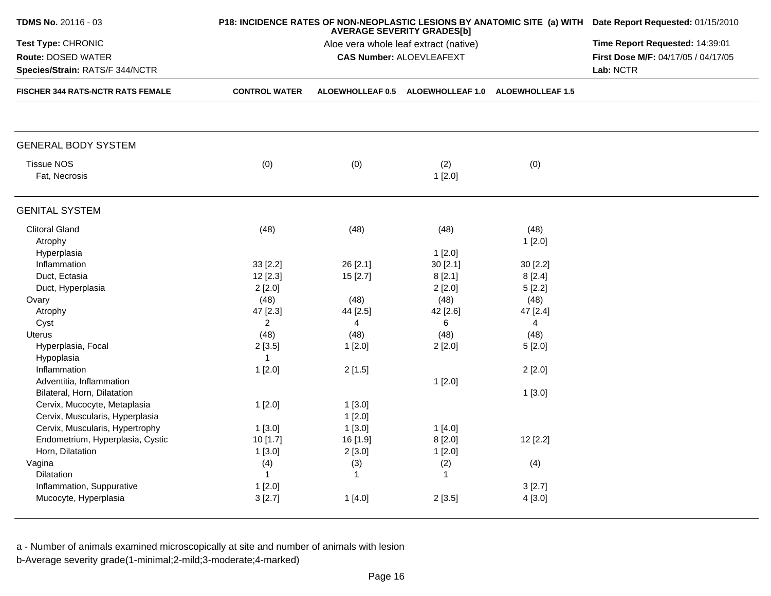**TDMS No.** 20116 - 03

**P18: INCIDENCE RATES OF NON-NEOPLASTIC LESIONS BY ANATOMIC SITE (a) WITH AVERAGE SEVERITY GRADES[b]**

**Date Report Requested:** 01/15/2010

**Test Type:** CHRONIC

Aloe vera whole leaf extract (native)

**Time Report Requested:** 14:39:01

**Route:** DOSED WATER

**CAS Number:** ALOEVLEAFEXT

**First Dose M/F:** 04/17/05 / 04/17/05

**Species/Strain:** RATS/F 344/NCTR

**Lab:** NCTR

| FISCHER 344 RATS-NCTR RATS FEMALE | CONTROL WATER | ALOEWHOLLEAF 0.5 | ALOEWHOLLEAF 1.0 | ALOEWHOLLEAF 1.5 |
|---|---|---|---|---|
| **GENERAL BODY SYSTEM** | | | | |
| Tissue NOS | (0) | (0) | (2) | (0) |
| Fat, Necrosis | | | 1 [2.0] | |
| **GENITAL SYSTEM** | | | | |
| Clitoral Gland | (48) | (48) | (48) | (48) |
| Atrophy | | | | 1 [2.0] |
| Hyperplasia | | | 1 [2.0] | |
| Inflammation | 33 [2.2] | 26 [2.1] | 30 [2.1] | 30 [2.2] |
| Duct, Ectasia | 12 [2.3] | 15 [2.7] | 8 [2.1] | 8 [2.4] |
| Duct, Hyperplasia | 2 [2.0] | | 2 [2.0] | 5 [2.2] |
| Ovary | (48) | (48) | (48) | (48) |
| Atrophy | 47 [2.3] | 44 [2.5] | 42 [2.6] | 47 [2.4] |
| Cyst | 2 | 4 | 6 | 4 |
| Uterus | (48) | (48) | (48) | (48) |
| Hyperplasia, Focal | 2 [3.5] | 1 [2.0] | 2 [2.0] | 5 [2.0] |
| Hypoplasia | 1 | | | |
| Inflammation | 1 [2.0] | 2 [1.5] | | 2 [2.0] |
| Adventitia, Inflammation | | | 1 [2.0] | |
| Bilateral, Horn, Dilatation | | | | 1 [3.0] |
| Cervix, Mucocyte, Metaplasia | 1 [2.0] | 1 [3.0] | | |
| Cervix, Muscularis, Hyperplasia | | 1 [2.0] | | |
| Cervix, Muscularis, Hypertrophy | 1 [3.0] | 1 [3.0] | 1 [4.0] | |
| Endometrium, Hyperplasia, Cystic | 10 [1.7] | 16 [1.9] | 8 [2.0] | 12 [2.2] |
| Horn, Dilatation | 1 [3.0] | 2 [3.0] | 1 [2.0] | |
| Vagina | (4) | (3) | (2) | (4) |
| Dilatation | 1 | 1 | 1 | |
| Inflammation, Suppurative | 1 [2.0] | | | 3 [2.7] |
| Mucocyte, Hyperplasia | 3 [2.7] | 1 [4.0] | 2 [3.5] | 4 [3.0] |

a - Number of animals examined microscopically at site and number of animals with lesion

b-Average severity grade(1-minimal;2-mild;3-moderate;4-marked)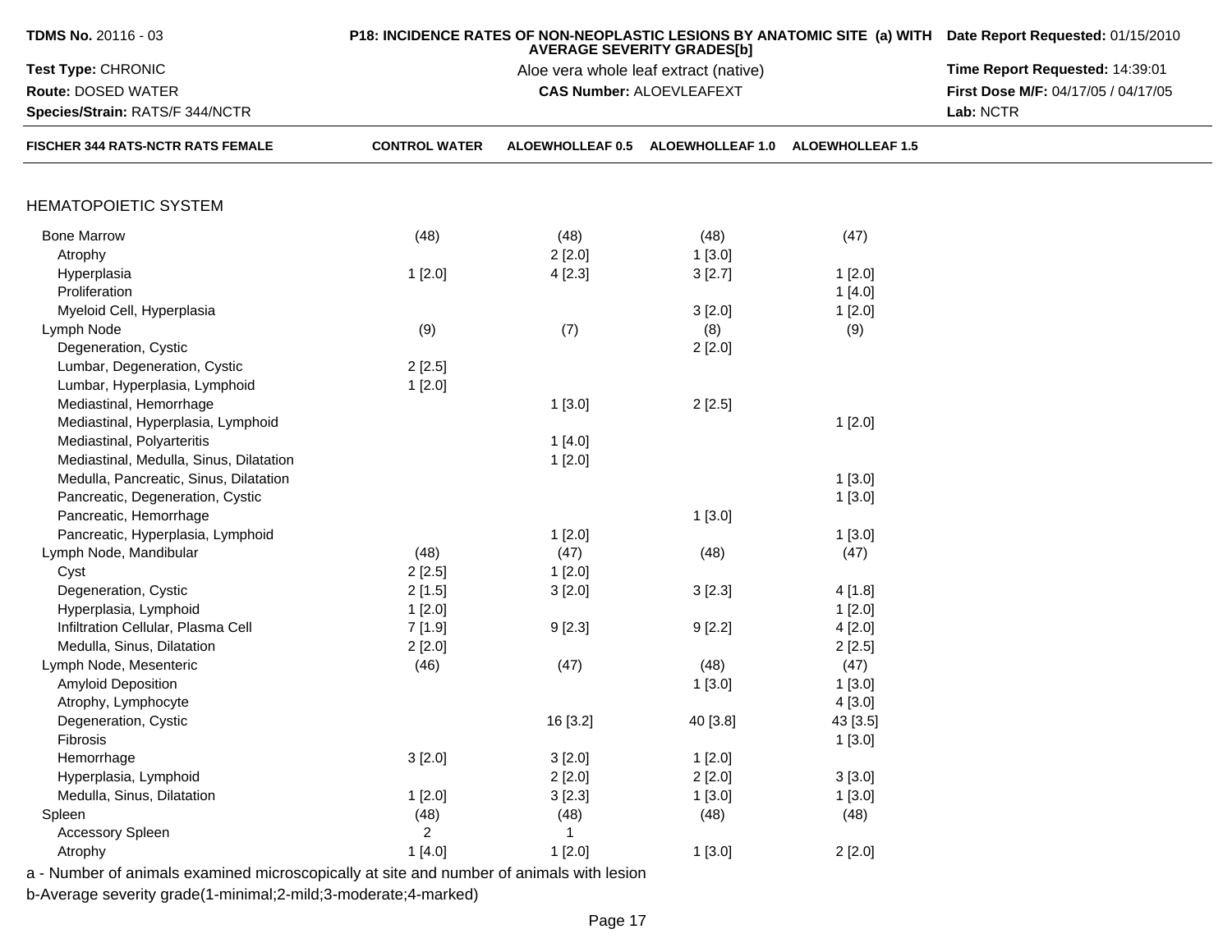**TDMS No.** 20116 - 03

**Test Type:** CHRONIC

**Route:** DOSED WATER

**Species/Strain:** RATS/F 344/NCTR

**P18: INCIDENCE RATES OF NON-NEOPLASTIC LESIONS BY ANATOMIC SITE (a) WITH AVERAGE SEVERITY GRADES[b]**

Aloe vera whole leaf extract (native)

**CAS Number:** ALOEVLEAFEXT

**Date Report Requested:** 01/15/2010

**Time Report Requested:** 14:39:01

**First Dose M/F:** 04/17/05 / 04/17/05

**Lab:** NCTR

| FISCHER 344 RATS-NCTR RATS FEMALE | CONTROL WATER | ALOEWHOLLEAF 0.5 | ALOEWHOLLEAF 1.0 | ALOEWHOLLEAF 1.5 |
|---|---|---|---|---|
| HEMATOPOIETIC SYSTEM | | | | |
| Bone Marrow | (48) | (48) | (48) | (47) |
| Atrophy | | 2 [2.0] | 1 [3.0] | |
| Hyperplasia | 1 [2.0] | 4 [2.3] | 3 [2.7] | 1 [2.0] |
| Proliferation | | | | 1 [4.0] |
| Myeloid Cell, Hyperplasia | | | 3 [2.0] | 1 [2.0] |
| Lymph Node | (9) | (7) | (8) | (9) |
| Degeneration, Cystic | | | 2 [2.0] | |
| Lumbar, Degeneration, Cystic | 2 [2.5] | | | |
| Lumbar, Hyperplasia, Lymphoid | 1 [2.0] | | | |
| Mediastinal, Hemorrhage | | 1 [3.0] | 2 [2.5] | |
| Mediastinal, Hyperplasia, Lymphoid | | | | 1 [2.0] |
| Mediastinal, Polyarteritis | | 1 [4.0] | | |
| Mediastinal, Medulla, Sinus, Dilatation | | 1 [2.0] | | |
| Medulla, Pancreatic, Sinus, Dilatation | | | | 1 [3.0] |
| Pancreatic, Degeneration, Cystic | | | | 1 [3.0] |
| Pancreatic, Hemorrhage | | | 1 [3.0] | |
| Pancreatic, Hyperplasia, Lymphoid | | 1 [2.0] | | 1 [3.0] |
| Lymph Node, Mandibular | (48) | (47) | (48) | (47) |
| Cyst | 2 [2.5] | 1 [2.0] | | |
| Degeneration, Cystic | 2 [1.5] | 3 [2.0] | 3 [2.3] | 4 [1.8] |
| Hyperplasia, Lymphoid | 1 [2.0] | | | 1 [2.0] |
| Infiltration Cellular, Plasma Cell | 7 [1.9] | 9 [2.3] | 9 [2.2] | 4 [2.0] |
| Medulla, Sinus, Dilatation | 2 [2.0] | | | 2 [2.5] |
| Lymph Node, Mesenteric | (46) | (47) | (48) | (47) |
| Amyloid Deposition | | | 1 [3.0] | 1 [3.0] |
| Atrophy, Lymphocyte | | | | 4 [3.0] |
| Degeneration, Cystic | | 16 [3.2] | 40 [3.8] | 43 [3.5] |
| Fibrosis | | | | 1 [3.0] |
| Hemorrhage | 3 [2.0] | 3 [2.0] | 1 [2.0] | |
| Hyperplasia, Lymphoid | | 2 [2.0] | 2 [2.0] | 3 [3.0] |
| Medulla, Sinus, Dilatation | 1 [2.0] | 3 [2.3] | 1 [3.0] | 1 [3.0] |
| Spleen | (48) | (48) | (48) | (48) |
| Accessory Spleen | 2 | 1 | | |
| Atrophy | 1 [4.0] | 1 [2.0] | 1 [3.0] | 2 [2.0] |

a - Number of animals examined microscopically at site and number of animals with lesion

b-Average severity grade(1-minimal;2-mild;3-moderate;4-marked)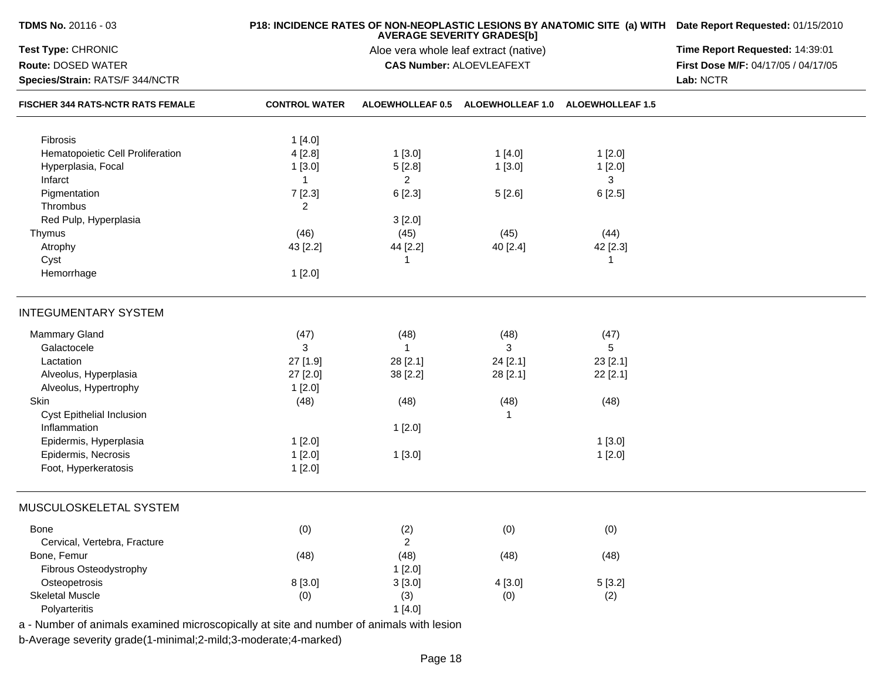**TDMS No.** 20116 - 03

**Test Type:** CHRONIC

**Route:** DOSED WATER

**Species/Strain:** RATS/F 344/NCTR

**P18: INCIDENCE RATES OF NON-NEOPLASTIC LESIONS BY ANATOMIC SITE (a) WITH AVERAGE SEVERITY GRADES[b]**

Aloe vera whole leaf extract (native)

**CAS Number:** ALOEVLEAFEXT

**Date Report Requested:** 01/15/2010

**Time Report Requested:** 14:39:01

**First Dose M/F:** 04/17/05 / 04/17/05

**Lab:** NCTR

| FISCHER 344 RATS-NCTR RATS FEMALE | CONTROL WATER | ALOEWHOLLEAF 0.5 | ALOEWHOLLEAF 1.0 | ALOEWHOLLEAF 1.5 |
|---|---|---|---|---|
| Fibrosis | 1 [4.0] | | | |
| Hematopoietic Cell Proliferation | 4 [2.8] | 1 [3.0] | 1 [4.0] | 1 [2.0] |
| Hyperplasia, Focal | 1 [3.0] | 5 [2.8] | 1 [3.0] | 1 [2.0] |
| Infarct | 1 | 2 | | 3 |
| Pigmentation | 7 [2.3] | 6 [2.3] | 5 [2.6] | 6 [2.5] |
| Thrombus | 2 | | | |
| Red Pulp, Hyperplasia | | 3 [2.0] | | |
| Thymus | (46) | (45) | (45) | (44) |
| Atrophy | 43 [2.2] | 44 [2.2] | 40 [2.4] | 42 [2.3] |
| Cyst | | 1 | | 1 |
| Hemorrhage | 1 [2.0] | | | |
| **INTEGUMENTARY SYSTEM** | | | | |
| Mammary Gland | (47) | (48) | (48) | (47) |
| Galactocele | 3 | 1 | 3 | 5 |
| Lactation | 27 [1.9] | 28 [2.1] | 24 [2.1] | 23 [2.1] |
| Alveolus, Hyperplasia | 27 [2.0] | 38 [2.2] | 28 [2.1] | 22 [2.1] |
| Alveolus, Hypertrophy | 1 [2.0] | | | |
| Skin | (48) | (48) | (48) | (48) |
| Cyst Epithelial Inclusion | | | 1 | |
| Inflammation | | 1 [2.0] | | |
| Epidermis, Hyperplasia | 1 [2.0] | | | 1 [3.0] |
| Epidermis, Necrosis | 1 [2.0] | 1 [3.0] | | 1 [2.0] |
| Foot, Hyperkeratosis | 1 [2.0] | | | |
| **MUSCULOSKELETAL SYSTEM** | | | | |
| Bone | (0) | (2) | (0) | (0) |
| Cervical, Vertebra, Fracture | | 2 | | |
| Bone, Femur | (48) | (48) | (48) | (48) |
| Fibrous Osteodystrophy | | 1 [2.0] | | |
| Osteopetrosis | 8 [3.0] | 3 [3.0] | 4 [3.0] | 5 [3.2] |
| Skeletal Muscle | (0) | (3) | (0) | (2) |
| Polyarteritis | | 1 [4.0] | | |

a - Number of animals examined microscopically at site and number of animals with lesion

b-Average severity grade(1-minimal;2-mild;3-moderate;4-marked)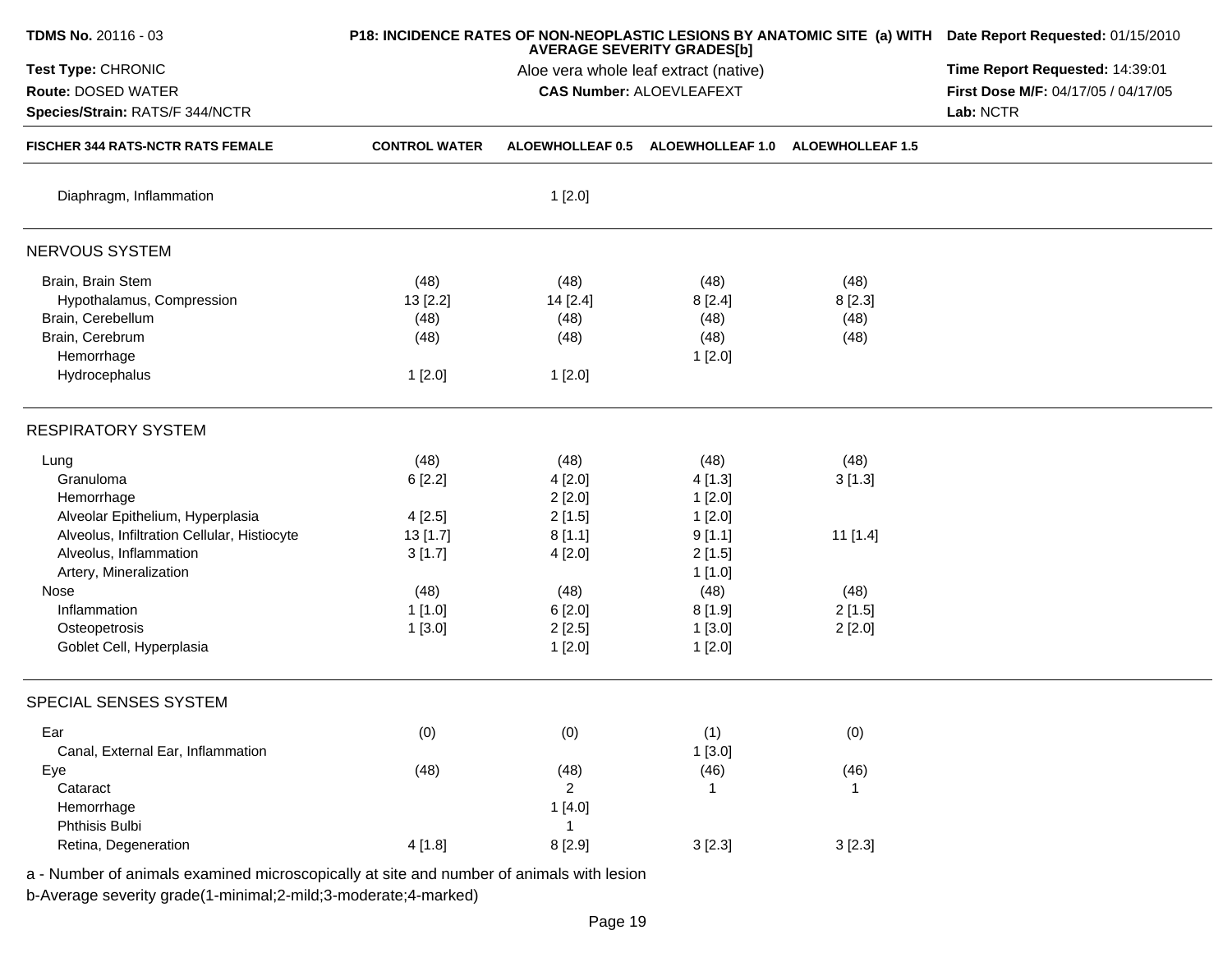**TDMS No.** 20116 - 03
**Test Type:** CHRONIC
**Route:** DOSED WATER
**Species/Strain:** RATS/F 344/NCTR

**P18: INCIDENCE RATES OF NON-NEOPLASTIC LESIONS BY ANATOMIC SITE (a) WITH AVERAGE SEVERITY GRADES[b]**
Aloe vera whole leaf extract (native)
**CAS Number:** ALOEVLEAFEXT

**Date Report Requested:** 01/15/2010
**Time Report Requested:** 14:39:01
**First Dose M/F:** 04/17/05 / 04/17/05
**Lab:** NCTR

| FISCHER 344 RATS-NCTR RATS FEMALE | CONTROL WATER | ALOEWHOLLEAF 0.5 | ALOEWHOLLEAF 1.0 | ALOEWHOLLEAF 1.5 |
|---|---|---|---|---|
| Diaphragm, Inflammation | | 1 [2.0] | | |
| **NERVOUS SYSTEM** | | | | |
| Brain, Brain Stem | (48) | (48) | (48) | (48) |
| Hypothalamus, Compression | 13 [2.2] | 14 [2.4] | 8 [2.4] | 8 [2.3] |
| Brain, Cerebellum | (48) | (48) | (48) | (48) |
| Brain, Cerebrum | (48) | (48) | (48) | (48) |
| Hemorrhage | | | 1 [2.0] | |
| Hydrocephalus | 1 [2.0] | 1 [2.0] | | |
| **RESPIRATORY SYSTEM** | | | | |
| Lung | (48) | (48) | (48) | (48) |
| Granuloma | 6 [2.2] | 4 [2.0] | 4 [1.3] | 3 [1.3] |
| Hemorrhage | | 2 [2.0] | 1 [2.0] | |
| Alveolar Epithelium, Hyperplasia | 4 [2.5] | 2 [1.5] | 1 [2.0] | |
| Alveolus, Infiltration Cellular, Histiocyte | 13 [1.7] | 8 [1.1] | 9 [1.1] | 11 [1.4] |
| Alveolus, Inflammation | 3 [1.7] | 4 [2.0] | 2 [1.5] | |
| Artery, Mineralization | | | 1 [1.0] | |
| Nose | (48) | (48) | (48) | (48) |
| Inflammation | 1 [1.0] | 6 [2.0] | 8 [1.9] | 2 [1.5] |
| Osteopetrosis | 1 [3.0] | 2 [2.5] | 1 [3.0] | 2 [2.0] |
| Goblet Cell, Hyperplasia | | 1 [2.0] | 1 [2.0] | |
| **SPECIAL SENSES SYSTEM** | | | | |
| Ear | (0) | (0) | (1) | (0) |
| Canal, External Ear, Inflammation | | | 1 [3.0] | |
| Eye | (48) | (48) | (46) | (46) |
| Cataract | | 2 | 1 | 1 |
| Hemorrhage | | 1 [4.0] | | |
| Phthisis Bulbi | | 1 | | |
| Retina, Degeneration | 4 [1.8] | 8 [2.9] | 3 [2.3] | 3 [2.3] |

a - Number of animals examined microscopically at site and number of animals with lesion
b-Average severity grade(1-minimal;2-mild;3-moderate;4-marked)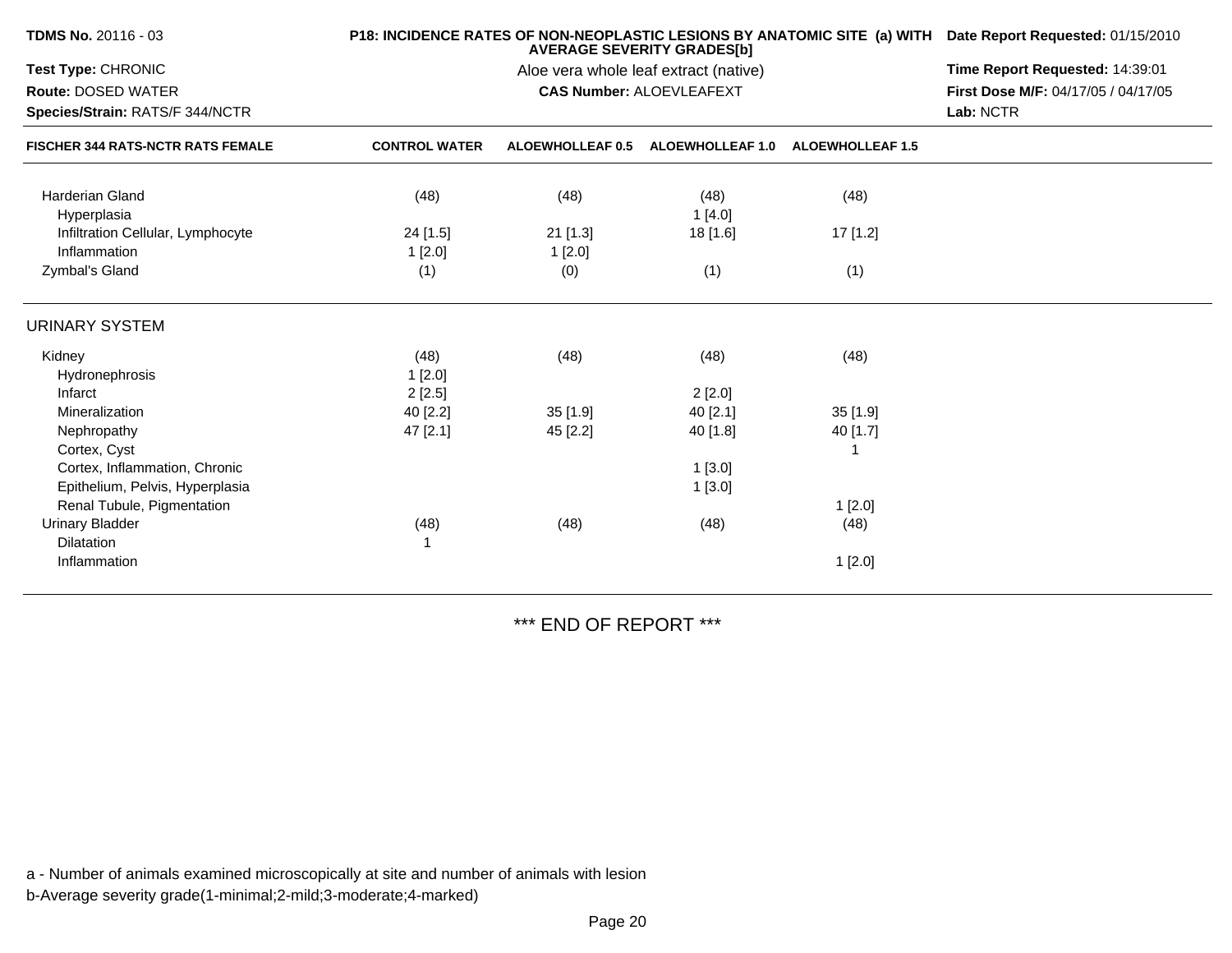**TDMS No.** 20116 - 03

**Test Type:** CHRONIC

**Route:** DOSED WATER

**Species/Strain:** RATS/F 344/NCTR

**P18: INCIDENCE RATES OF NON-NEOPLASTIC LESIONS BY ANATOMIC SITE (a) WITH AVERAGE SEVERITY GRADES[b]**

Aloe vera whole leaf extract (native)

**CAS Number:** ALOEVLEAFEXT

**Date Report Requested:** 01/15/2010

**Time Report Requested:** 14:39:01

**First Dose M/F:** 04/17/05 / 04/17/05

**Lab:** NCTR

| FISCHER 344 RATS-NCTR RATS FEMALE | CONTROL WATER | ALOEWHOLLEAF 0.5 | ALOEWHOLLEAF 1.0 | ALOEWHOLLEAF 1.5 |
|---|---|---|---|---|
| Harderian Gland | (48) | (48) | (48) | (48) |
| Hyperplasia | | | 1 [4.0] | |
| Infiltration Cellular, Lymphocyte | 24 [1.5] | 21 [1.3] | 18 [1.6] | 17 [1.2] |
| Inflammation | 1 [2.0] | 1 [2.0] | | |
| Zymbal's Gland | (1) | (0) | (1) | (1) |
| **URINARY SYSTEM** | | | | |
| Kidney | (48) | (48) | (48) | (48) |
| Hydronephrosis | 1 [2.0] | | | |
| Infarct | 2 [2.5] | | 2 [2.0] | |
| Mineralization | 40 [2.2] | 35 [1.9] | 40 [2.1] | 35 [1.9] |
| Nephropathy | 47 [2.1] | 45 [2.2] | 40 [1.8] | 40 [1.7] |
| Cortex, Cyst | | | | 1 |
| Cortex, Inflammation, Chronic | | | 1 [3.0] | |
| Epithelium, Pelvis, Hyperplasia | | | 1 [3.0] | |
| Renal Tubule, Pigmentation | | | | 1 [2.0] |
| Urinary Bladder | (48) | (48) | (48) | (48) |
| Dilatation | 1 | | | |
| Inflammation | | | | 1 [2.0] |

\*\*\* END OF REPORT \*\*\*

a - Number of animals examined microscopically at site and number of animals with lesion

b-Average severity grade(1-minimal;2-mild;3-moderate;4-marked)